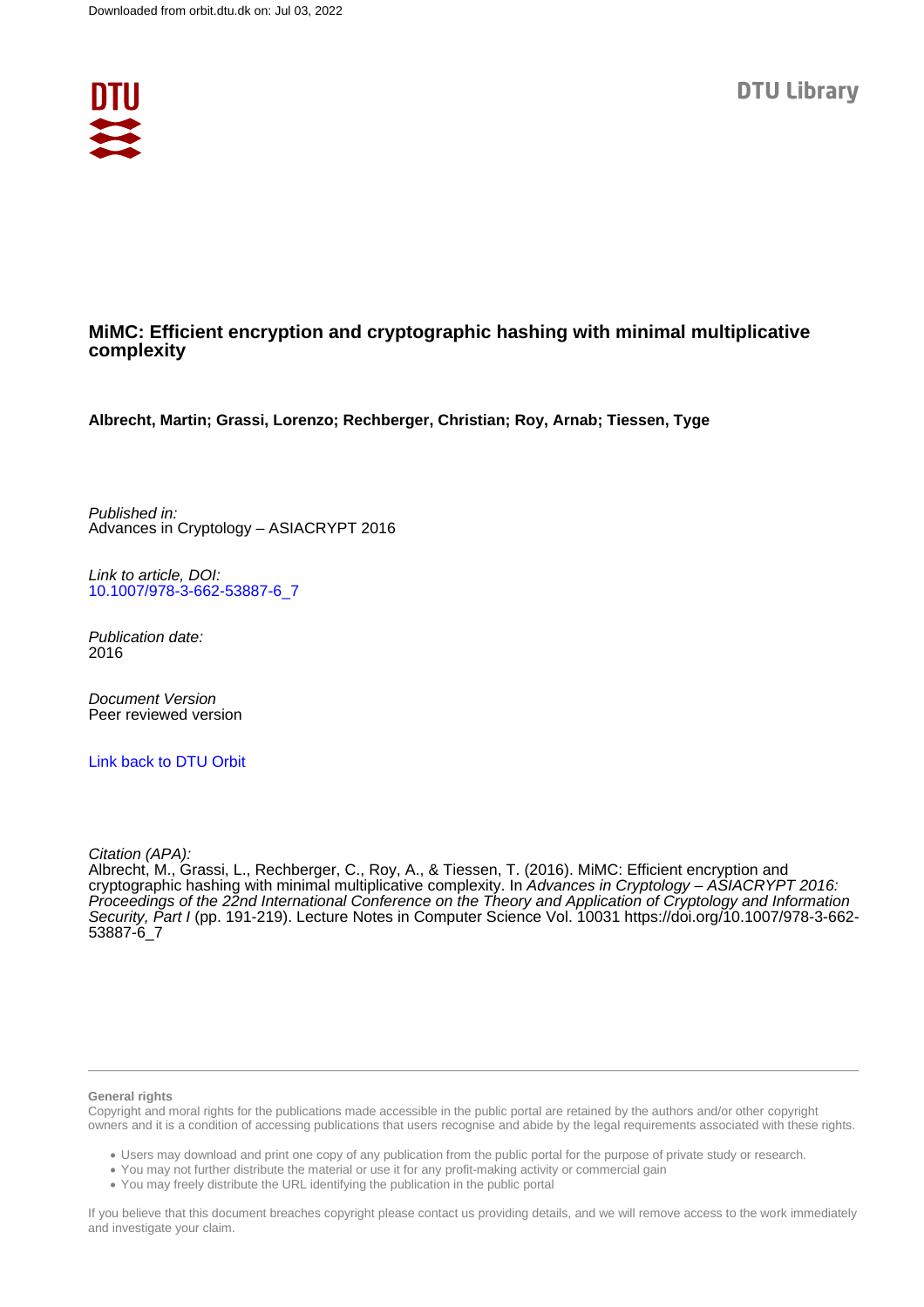Downloaded from orbit.dtu.dk on: Jul 03, 2022

DTU Library

# MiMC: Efficient encryption and cryptographic hashing with minimal multiplicative complexity

**Albrecht, Martin; Grassi, Lorenzo; Rechberger, Christian; Roy, Arnab; Tiessen, Tyge**

*Published in:*
Advances in Cryptology – ASIACRYPT 2016

*Link to article, DOI:*
[10.1007/978-3-662-53887-6_7](https://doi.org/10.1007/978-3-662-53887-6_7)

*Publication date:*
2016

*Document Version*
Peer reviewed version

[Link back to DTU Orbit](https://orbit.dtu.dk)

*Citation (APA):*
Albrecht, M., Grassi, L., Rechberger, C., Roy, A., & Tiessen, T. (2016). MiMC: Efficient encryption and cryptographic hashing with minimal multiplicative complexity. In *Advances in Cryptology – ASIACRYPT 2016: Proceedings of the 22nd International Conference on the Theory and Application of Cryptology and Information Security, Part I* (pp. 191-219). Lecture Notes in Computer Science Vol. 10031 https://doi.org/10.1007/978-3-662-53887-6_7

**General rights**

Copyright and moral rights for the publications made accessible in the public portal are retained by the authors and/or other copyright owners and it is a condition of accessing publications that users recognise and abide by the legal requirements associated with these rights.

- Users may download and print one copy of any publication from the public portal for the purpose of private study or research.
- You may not further distribute the material or use it for any profit-making activity or commercial gain
- You may freely distribute the URL identifying the publication in the public portal

If you believe that this document breaches copyright please contact us providing details, and we will remove access to the work immediately and investigate your claim.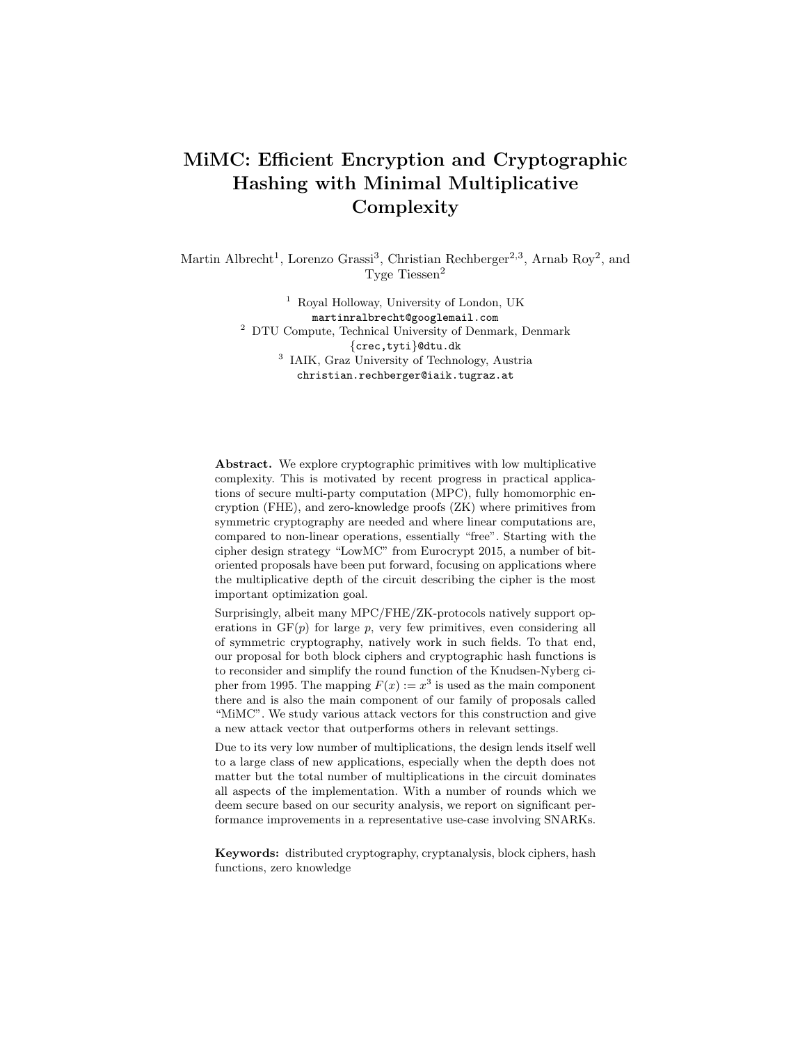# MiMC: Efficient Encryption and Cryptographic Hashing with Minimal Multiplicative Complexity

Martin Albrecht[1], Lorenzo Grassi[3], Christian Rechberger[2,3], Arnab Roy[2], and Tyge Tiessen[2]

[1] Royal Holloway, University of London, UK
martinralbrecht@googlemail.com

[2] DTU Compute, Technical University of Denmark, Denmark
{crec,tyti}@dtu.dk

[3] IAIK, Graz University of Technology, Austria
christian.rechberger@iaik.tugraz.at

**Abstract.** We explore cryptographic primitives with low multiplicative complexity. This is motivated by recent progress in practical applications of secure multi-party computation (MPC), fully homomorphic encryption (FHE), and zero-knowledge proofs (ZK) where primitives from symmetric cryptography are needed and where linear computations are, compared to non-linear operations, essentially "free". Starting with the cipher design strategy "LowMC" from Eurocrypt 2015, a number of bit-oriented proposals have been put forward, focusing on applications where the multiplicative depth of the circuit describing the cipher is the most important optimization goal.

Surprisingly, albeit many MPC/FHE/ZK-protocols natively support operations in $\mathrm{GF}(p)$ for large $p$, very few primitives, even considering all of symmetric cryptography, natively work in such fields. To that end, our proposal for both block ciphers and cryptographic hash functions is to reconsider and simplify the round function of the Knudsen-Nyberg cipher from 1995. The mapping $F(x) := x^3$ is used as the main component there and is also the main component of our family of proposals called "MiMC". We study various attack vectors for this construction and give a new attack vector that outperforms others in relevant settings.

Due to its very low number of multiplications, the design lends itself well to a large class of new applications, especially when the depth does not matter but the total number of multiplications in the circuit dominates all aspects of the implementation. With a number of rounds which we deem secure based on our security analysis, we report on significant performance improvements in a representative use-case involving SNARKs.

**Keywords:** distributed cryptography, cryptanalysis, block ciphers, hash functions, zero knowledge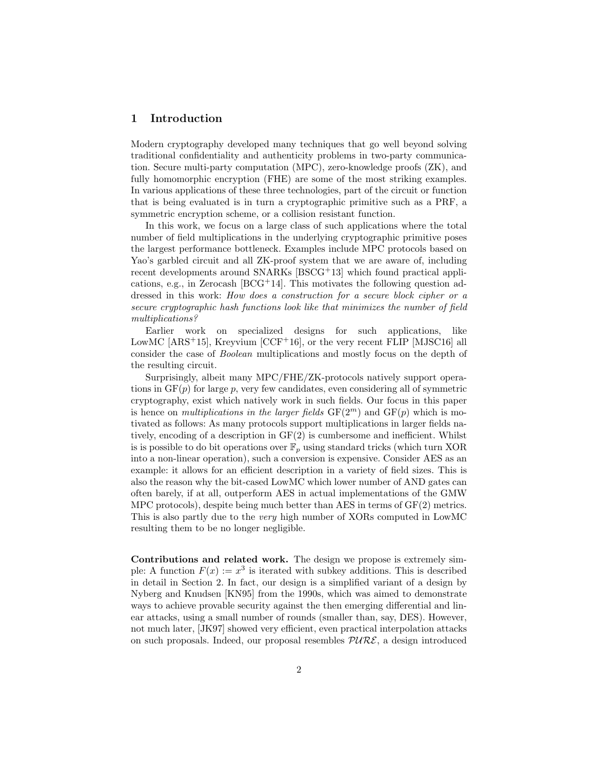## 1 Introduction

Modern cryptography developed many techniques that go well beyond solving traditional confidentiality and authenticity problems in two-party communication. Secure multi-party computation (MPC), zero-knowledge proofs (ZK), and fully homomorphic encryption (FHE) are some of the most striking examples. In various applications of these three technologies, part of the circuit or function that is being evaluated is in turn a cryptographic primitive such as a PRF, a symmetric encryption scheme, or a collision resistant function.

In this work, we focus on a large class of such applications where the total number of field multiplications in the underlying cryptographic primitive poses the largest performance bottleneck. Examples include MPC protocols based on Yao's garbled circuit and all ZK-proof system that we are aware of, including recent developments around SNARKs [BSCG[+]13] which found practical applications, e.g., in Zerocash [BCG[+]14]. This motivates the following question addressed in this work: *How does a construction for a secure block cipher or a secure cryptographic hash functions look like that minimizes the number of field multiplications?*

Earlier work on specialized designs for such applications, like LowMC [ARS[+]15], Kreyvium [CCF[+]16], or the very recent FLIP [MJSC16] all consider the case of *Boolean* multiplications and mostly focus on the depth of the resulting circuit.

Surprisingly, albeit many MPC/FHE/ZK-protocols natively support operations in $\mathrm{GF}(p)$ for large $p$, very few candidates, even considering all of symmetric cryptography, exist which natively work in such fields. Our focus in this paper is hence on *multiplications in the larger fields* $\mathrm{GF}(2^m)$ and $\mathrm{GF}(p)$ which is motivated as follows: As many protocols support multiplications in larger fields natively, encoding of a description in $\mathrm{GF}(2)$ is cumbersome and inefficient. Whilst is is possible to do bit operations over $\mathbb{F}_p$ using standard tricks (which turn XOR into a non-linear operation), such a conversion is expensive. Consider AES as an example: it allows for an efficient description in a variety of field sizes. This is also the reason why the bit-cased LowMC which lower number of AND gates can often barely, if at all, outperform AES in actual implementations of the GMW MPC protocols), despite being much better than AES in terms of $\mathrm{GF}(2)$ metrics. This is also partly due to the *very* high number of XORs computed in LowMC resulting them to be no longer negligible.

**Contributions and related work.** The design we propose is extremely simple: A function $F(x) := x^3$ is iterated with subkey additions. This is described in detail in Section 2. In fact, our design is a simplified variant of a design by Nyberg and Knudsen [KN95] from the 1990s, which was aimed to demonstrate ways to achieve provable security against the then emerging differential and linear attacks, using a small number of rounds (smaller than, say, DES). However, not much later, [JK97] showed very efficient, even practical interpolation attacks on such proposals. Indeed, our proposal resembles $\mathcal{PURE}$, a design introduced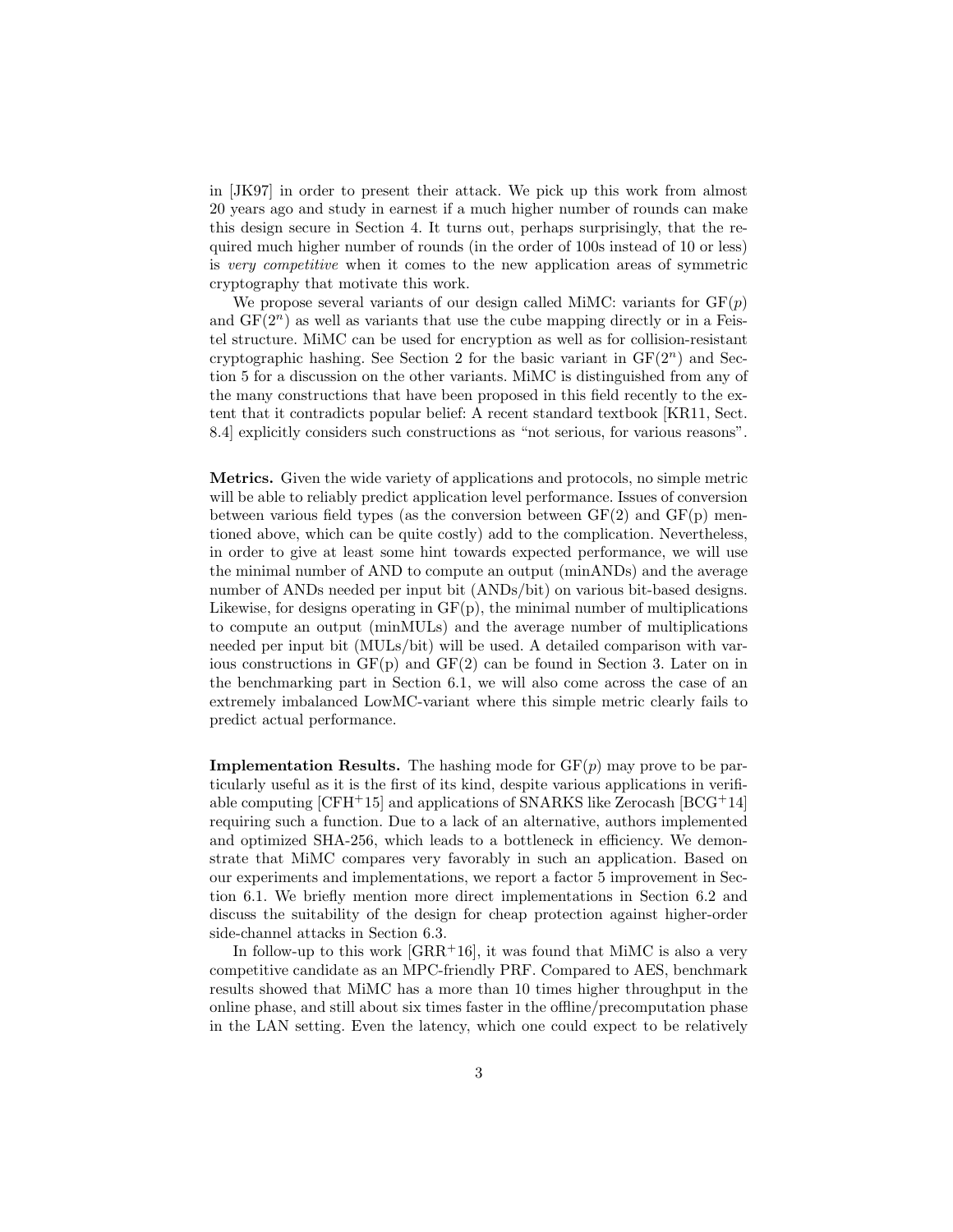in [JK97] in order to present their attack. We pick up this work from almost 20 years ago and study in earnest if a much higher number of rounds can make this design secure in Section 4. It turns out, perhaps surprisingly, that the required much higher number of rounds (in the order of 100s instead of 10 or less) is *very competitive* when it comes to the new application areas of symmetric cryptography that motivate this work.

We propose several variants of our design called MiMC: variants for GF($p$) and GF($2^n$) as well as variants that use the cube mapping directly or in a Feistel structure. MiMC can be used for encryption as well as for collision-resistant cryptographic hashing. See Section 2 for the basic variant in GF($2^n$) and Section 5 for a discussion on the other variants. MiMC is distinguished from any of the many constructions that have been proposed in this field recently to the extent that it contradicts popular belief: A recent standard textbook [KR11, Sect. 8.4] explicitly considers such constructions as "not serious, for various reasons".

**Metrics.** Given the wide variety of applications and protocols, no simple metric will be able to reliably predict application level performance. Issues of conversion between various field types (as the conversion between GF(2) and GF(p) mentioned above, which can be quite costly) add to the complication. Nevertheless, in order to give at least some hint towards expected performance, we will use the minimal number of AND to compute an output (minANDs) and the average number of ANDs needed per input bit (ANDs/bit) on various bit-based designs. Likewise, for designs operating in GF(p), the minimal number of multiplications to compute an output (minMULs) and the average number of multiplications needed per input bit (MULs/bit) will be used. A detailed comparison with various constructions in GF(p) and GF(2) can be found in Section 3. Later on in the benchmarking part in Section 6.1, we will also come across the case of an extremely imbalanced LowMC-variant where this simple metric clearly fails to predict actual performance.

**Implementation Results.** The hashing mode for GF($p$) may prove to be particularly useful as it is the first of its kind, despite various applications in verifiable computing [CFH+15] and applications of SNARKS like Zerocash [BCG+14] requiring such a function. Due to a lack of an alternative, authors implemented and optimized SHA-256, which leads to a bottleneck in efficiency. We demonstrate that MiMC compares very favorably in such an application. Based on our experiments and implementations, we report a factor 5 improvement in Section 6.1. We briefly mention more direct implementations in Section 6.2 and discuss the suitability of the design for cheap protection against higher-order side-channel attacks in Section 6.3.

In follow-up to this work [GRR+16], it was found that MiMC is also a very competitive candidate as an MPC-friendly PRF. Compared to AES, benchmark results showed that MiMC has a more than 10 times higher throughput in the online phase, and still about six times faster in the offline/precomputation phase in the LAN setting. Even the latency, which one could expect to be relatively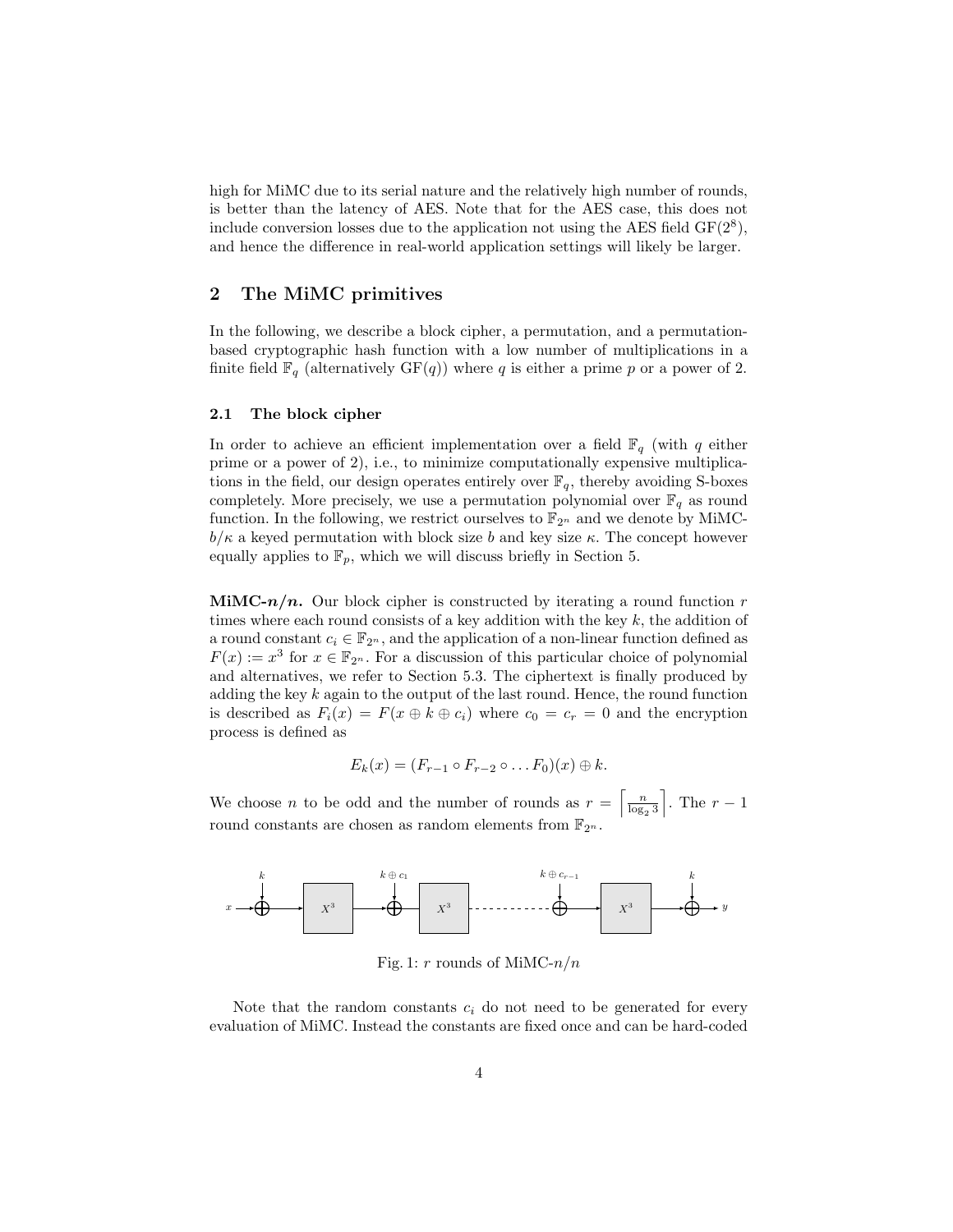high for MiMC due to its serial nature and the relatively high number of rounds, is better than the latency of AES. Note that for the AES case, this does not include conversion losses due to the application not using the AES field $\mathrm{GF}(2^8)$, and hence the difference in real-world application settings will likely be larger.

## 2 The MiMC primitives

In the following, we describe a block cipher, a permutation, and a permutation-based cryptographic hash function with a low number of multiplications in a finite field $\mathbb{F}_q$ (alternatively $\mathrm{GF}(q)$) where $q$ is either a prime $p$ or a power of 2.

### 2.1 The block cipher

In order to achieve an efficient implementation over a field $\mathbb{F}_q$ (with $q$ either prime or a power of 2), i.e., to minimize computationally expensive multiplications in the field, our design operates entirely over $\mathbb{F}_q$, thereby avoiding S-boxes completely. More precisely, we use a permutation polynomial over $\mathbb{F}_q$ as round function. In the following, we restrict ourselves to $\mathbb{F}_{2^n}$ and we denote by MiMC-$b/\kappa$ a keyed permutation with block size $b$ and key size $\kappa$. The concept however equally applies to $\mathbb{F}_p$, which we will discuss briefly in Section 5.

**MiMC-$n/n$.** Our block cipher is constructed by iterating a round function $r$ times where each round consists of a key addition with the key $k$, the addition of a round constant $c_i \in \mathbb{F}_{2^n}$, and the application of a non-linear function defined as $F(x) := x^3$ for $x \in \mathbb{F}_{2^n}$. For a discussion of this particular choice of polynomial and alternatives, we refer to Section 5.3. The ciphertext is finally produced by adding the key $k$ again to the output of the last round. Hence, the round function is described as $F_i(x) = F(x \oplus k \oplus c_i)$ where $c_0 = c_r = 0$ and the encryption process is defined as

$$E_k(x) = (F_{r-1} \circ F_{r-2} \circ \ldots F_0)(x) \oplus k.$$

We choose $n$ to be odd and the number of rounds as $r = \left\lceil \frac{n}{\log_2 3} \right\rceil$. The $r-1$ round constants are chosen as random elements from $\mathbb{F}_{2^n}$.

Fig. 1: $r$ rounds of MiMC-$n/n$

Note that the random constants $c_i$ do not need to be generated for every evaluation of MiMC. Instead the constants are fixed once and can be hard-coded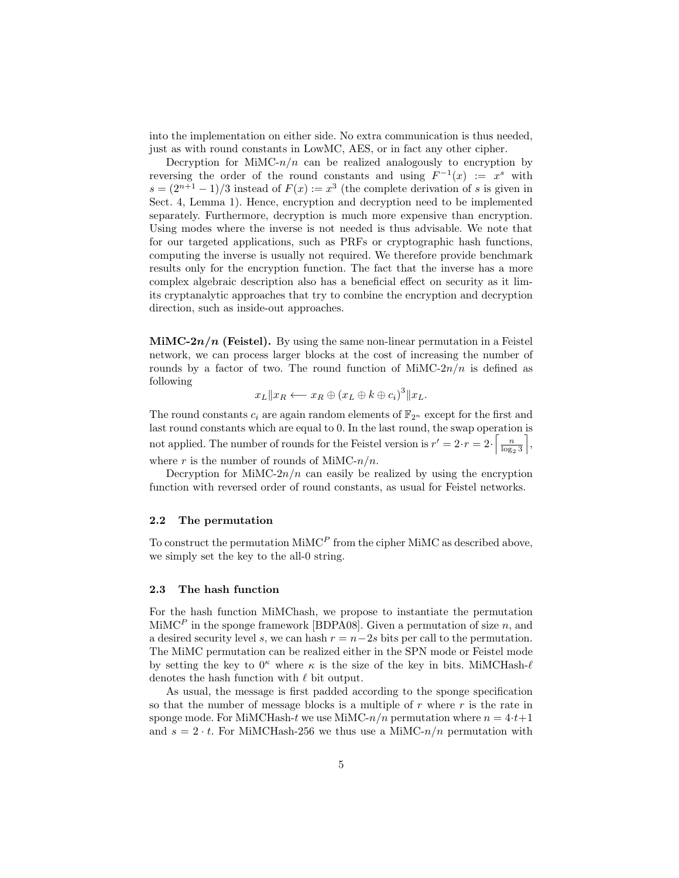into the implementation on either side. No extra communication is thus needed, just as with round constants in LowMC, AES, or in fact any other cipher.

Decryption for MiMC-$n/n$ can be realized analogously to encryption by reversing the order of the round constants and using $F^{-1}(x) := x^s$ with $s = (2^{n+1} - 1)/3$ instead of $F(x) := x^3$ (the complete derivation of $s$ is given in Sect. 4, Lemma 1). Hence, encryption and decryption need to be implemented separately. Furthermore, decryption is much more expensive than encryption. Using modes where the inverse is not needed is thus advisable. We note that for our targeted applications, such as PRFs or cryptographic hash functions, computing the inverse is usually not required. We therefore provide benchmark results only for the encryption function. The fact that the inverse has a more complex algebraic description also has a beneficial effect on security as it limits cryptanalytic approaches that try to combine the encryption and decryption direction, such as inside-out approaches.

**MiMC-$2n/n$ (Feistel).** By using the same non-linear permutation in a Feistel network, we can process larger blocks at the cost of increasing the number of rounds by a factor of two. The round function of MiMC-$2n/n$ is defined as following

$$x_L \| x_R \longleftarrow x_R \oplus (x_L \oplus k \oplus c_i)^3 \| x_L.$$

The round constants $c_i$ are again random elements of $\mathbb{F}_{2^n}$ except for the first and last round constants which are equal to 0. In the last round, the swap operation is not applied. The number of rounds for the Feistel version is $r' = 2 \cdot r = 2 \cdot \left\lceil \frac{n}{\log_2 3} \right\rceil$, where $r$ is the number of rounds of MiMC-$n/n$.

Decryption for MiMC-$2n/n$ can easily be realized by using the encryption function with reversed order of round constants, as usual for Feistel networks.

### 2.2 The permutation

To construct the permutation MiMC$^P$ from the cipher MiMC as described above, we simply set the key to the all-0 string.

### 2.3 The hash function

For the hash function MiMChash, we propose to instantiate the permutation MiMC$^P$ in the sponge framework [BDPA08]. Given a permutation of size $n$, and a desired security level $s$, we can hash $r = n - 2s$ bits per call to the permutation. The MiMC permutation can be realized either in the SPN mode or Feistel mode by setting the key to $0^\kappa$ where $\kappa$ is the size of the key in bits. MiMCHash-$\ell$ denotes the hash function with $\ell$ bit output.

As usual, the message is first padded according to the sponge specification so that the number of message blocks is a multiple of $r$ where $r$ is the rate in sponge mode. For MiMCHash-$t$ we use MiMC-$n/n$ permutation where $n = 4 \cdot t + 1$ and $s = 2 \cdot t$. For MiMCHash-256 we thus use a MiMC-$n/n$ permutation with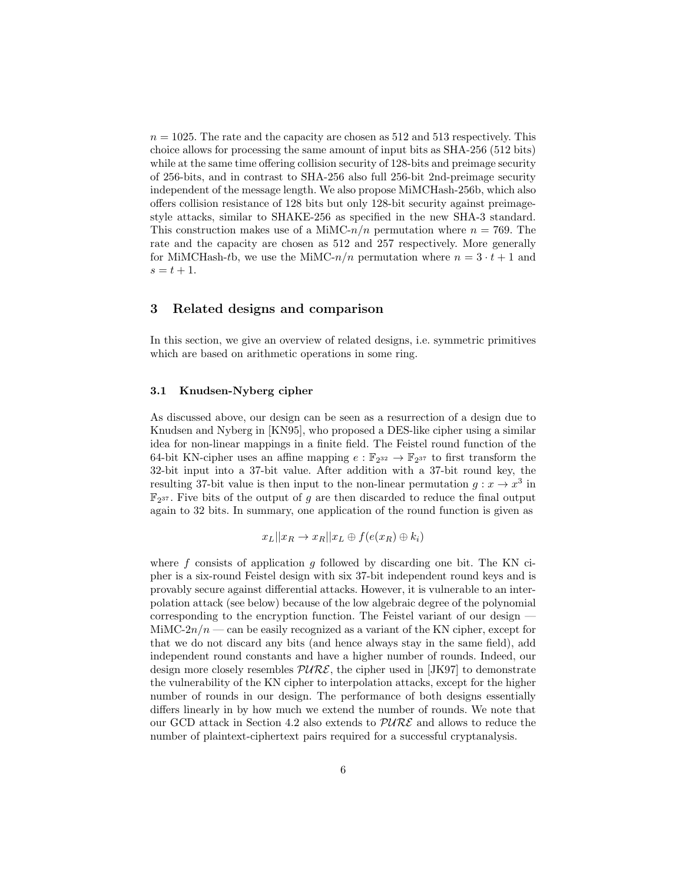$n = 1025$. The rate and the capacity are chosen as 512 and 513 respectively. This choice allows for processing the same amount of input bits as SHA-256 (512 bits) while at the same time offering collision security of 128-bits and preimage security of 256-bits, and in contrast to SHA-256 also full 256-bit 2nd-preimage security independent of the message length. We also propose MiMCHash-256b, which also offers collision resistance of 128 bits but only 128-bit security against preimage-style attacks, similar to SHAKE-256 as specified in the new SHA-3 standard. This construction makes use of a MiMC-$n/n$ permutation where $n = 769$. The rate and the capacity are chosen as 512 and 257 respectively. More generally for MiMCHash-$t$b, we use the MiMC-$n/n$ permutation where $n = 3 \cdot t + 1$ and $s = t + 1$.

## 3 Related designs and comparison

In this section, we give an overview of related designs, i.e. symmetric primitives which are based on arithmetic operations in some ring.

### 3.1 Knudsen-Nyberg cipher

As discussed above, our design can be seen as a resurrection of a design due to Knudsen and Nyberg in [KN95], who proposed a DES-like cipher using a similar idea for non-linear mappings in a finite field. The Feistel round function of the 64-bit KN-cipher uses an affine mapping $e : \mathbb{F}_{2^{32}} \rightarrow \mathbb{F}_{2^{37}}$ to first transform the 32-bit input into a 37-bit value. After addition with a 37-bit round key, the resulting 37-bit value is then input to the non-linear permutation $g : x \rightarrow x^3$ in $\mathbb{F}_{2^{37}}$. Five bits of the output of $g$ are then discarded to reduce the final output again to 32 bits. In summary, one application of the round function is given as

$$x_L || x_R \rightarrow x_R || x_L \oplus f(e(x_R) \oplus k_i)$$

where $f$ consists of application $g$ followed by discarding one bit. The KN cipher is a six-round Feistel design with six 37-bit independent round keys and is provably secure against differential attacks. However, it is vulnerable to an interpolation attack (see below) because of the low algebraic degree of the polynomial corresponding to the encryption function. The Feistel variant of our design — MiMC-$2n/n$ — can be easily recognized as a variant of the KN cipher, except for that we do not discard any bits (and hence always stay in the same field), add independent round constants and have a higher number of rounds. Indeed, our design more closely resembles $\mathcal{PURE}$, the cipher used in [JK97] to demonstrate the vulnerability of the KN cipher to interpolation attacks, except for the higher number of rounds in our design. The performance of both designs essentially differs linearly in by how much we extend the number of rounds. We note that our GCD attack in Section 4.2 also extends to $\mathcal{PURE}$ and allows to reduce the number of plaintext-ciphertext pairs required for a successful cryptanalysis.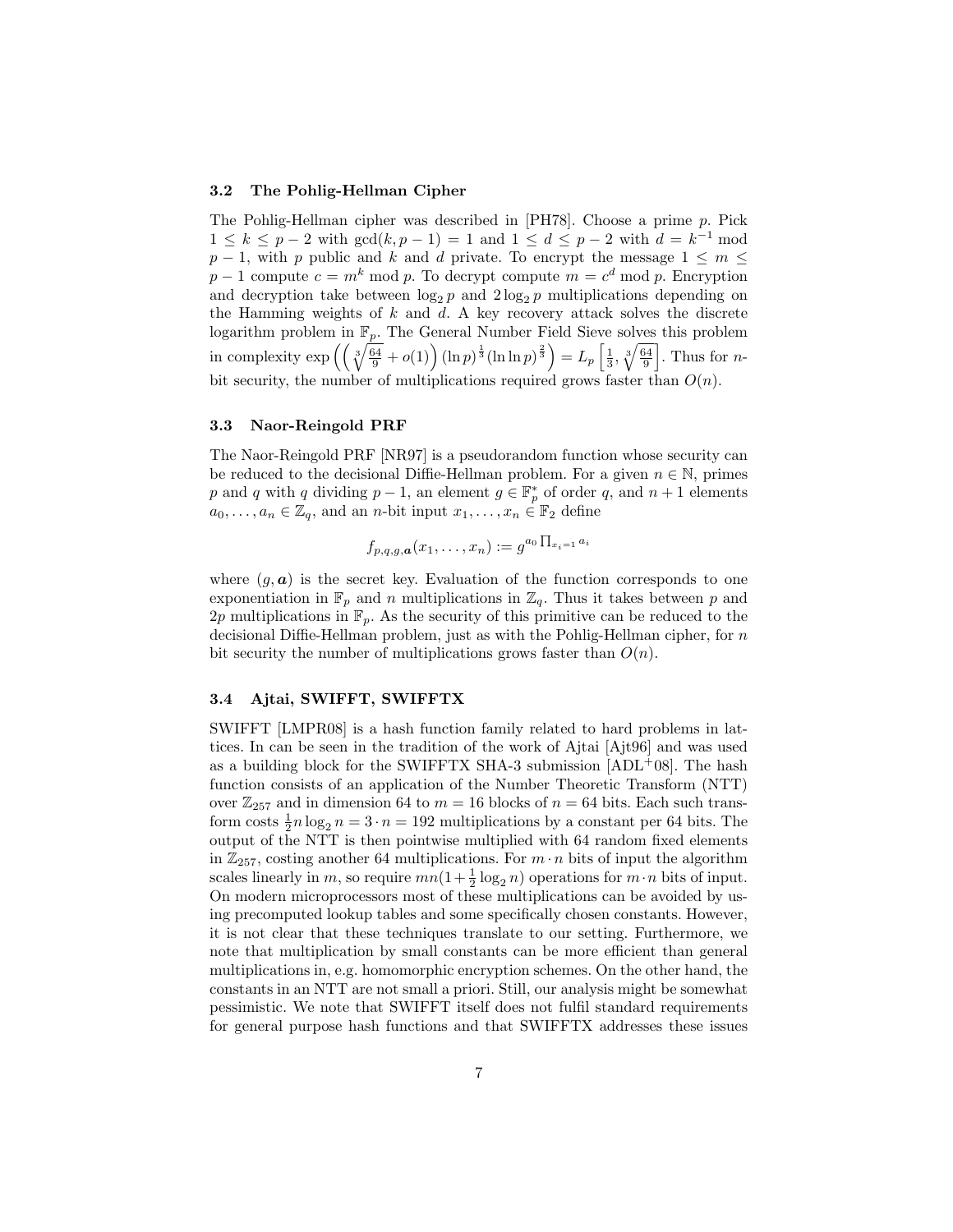### 3.2 The Pohlig-Hellman Cipher

The Pohlig-Hellman cipher was described in [PH78]. Choose a prime $p$. Pick $1 \leq k \leq p-2$ with $\gcd(k, p-1) = 1$ and $1 \leq d \leq p-2$ with $d = k^{-1} \bmod p-1$, with $p$ public and $k$ and $d$ private. To encrypt the message $1 \leq m \leq p-1$ compute $c = m^k \bmod p$. To decrypt compute $m = c^d \bmod p$. Encryption and decryption take between $\log_2 p$ and $2\log_2 p$ multiplications depending on the Hamming weights of $k$ and $d$. A key recovery attack solves the discrete logarithm problem in $\mathbb{F}_p$. The General Number Field Sieve solves this problem in complexity $\exp\left(\left(\sqrt[3]{\frac{64}{9}} + o(1)\right)(\ln p)^{\frac{1}{3}}(\ln\ln p)^{\frac{2}{3}}\right) = L_p\left[\frac{1}{3}, \sqrt[3]{\frac{64}{9}}\right]$. Thus for $n$-bit security, the number of multiplications required grows faster than $O(n)$.

### 3.3 Naor-Reingold PRF

The Naor-Reingold PRF [NR97] is a pseudorandom function whose security can be reduced to the decisional Diffie-Hellman problem. For a given $n \in \mathbb{N}$, primes $p$ and $q$ with $q$ dividing $p-1$, an element $g \in \mathbb{F}_p^*$ of order $q$, and $n+1$ elements $a_0, \ldots, a_n \in \mathbb{Z}_q$, and an $n$-bit input $x_1, \ldots, x_n \in \mathbb{F}_2$ define

$$f_{p,q,g,\boldsymbol{a}}(x_1, \ldots, x_n) := g^{a_0 \prod_{x_i=1} a_i}$$

where $(g, \boldsymbol{a})$ is the secret key. Evaluation of the function corresponds to one exponentiation in $\mathbb{F}_p$ and $n$ multiplications in $\mathbb{Z}_q$. Thus it takes between $p$ and $2p$ multiplications in $\mathbb{F}_p$. As the security of this primitive can be reduced to the decisional Diffie-Hellman problem, just as with the Pohlig-Hellman cipher, for $n$ bit security the number of multiplications grows faster than $O(n)$.

### 3.4 Ajtai, SWIFFT, SWIFFTX

SWIFFT [LMPR08] is a hash function family related to hard problems in lattices. In can be seen in the tradition of the work of Ajtai [Ajt96] and was used as a building block for the SWIFFTX SHA-3 submission [ADL+08]. The hash function consists of an application of the Number Theoretic Transform (NTT) over $\mathbb{Z}_{257}$ and in dimension 64 to $m = 16$ blocks of $n = 64$ bits. Each such transform costs $\frac{1}{2}n \log_2 n = 3 \cdot n = 192$ multiplications by a constant per 64 bits. The output of the NTT is then pointwise multiplied with 64 random fixed elements in $\mathbb{Z}_{257}$, costing another 64 multiplications. For $m \cdot n$ bits of input the algorithm scales linearly in $m$, so require $mn(1 + \frac{1}{2}\log_2 n)$ operations for $m \cdot n$ bits of input. On modern microprocessors most of these multiplications can be avoided by using precomputed lookup tables and some specifically chosen constants. However, it is not clear that these techniques translate to our setting. Furthermore, we note that multiplication by small constants can be more efficient than general multiplications in, e.g. homomorphic encryption schemes. On the other hand, the constants in an NTT are not small a priori. Still, our analysis might be somewhat pessimistic. We note that SWIFFT itself does not fulfil standard requirements for general purpose hash functions and that SWIFFTX addresses these issues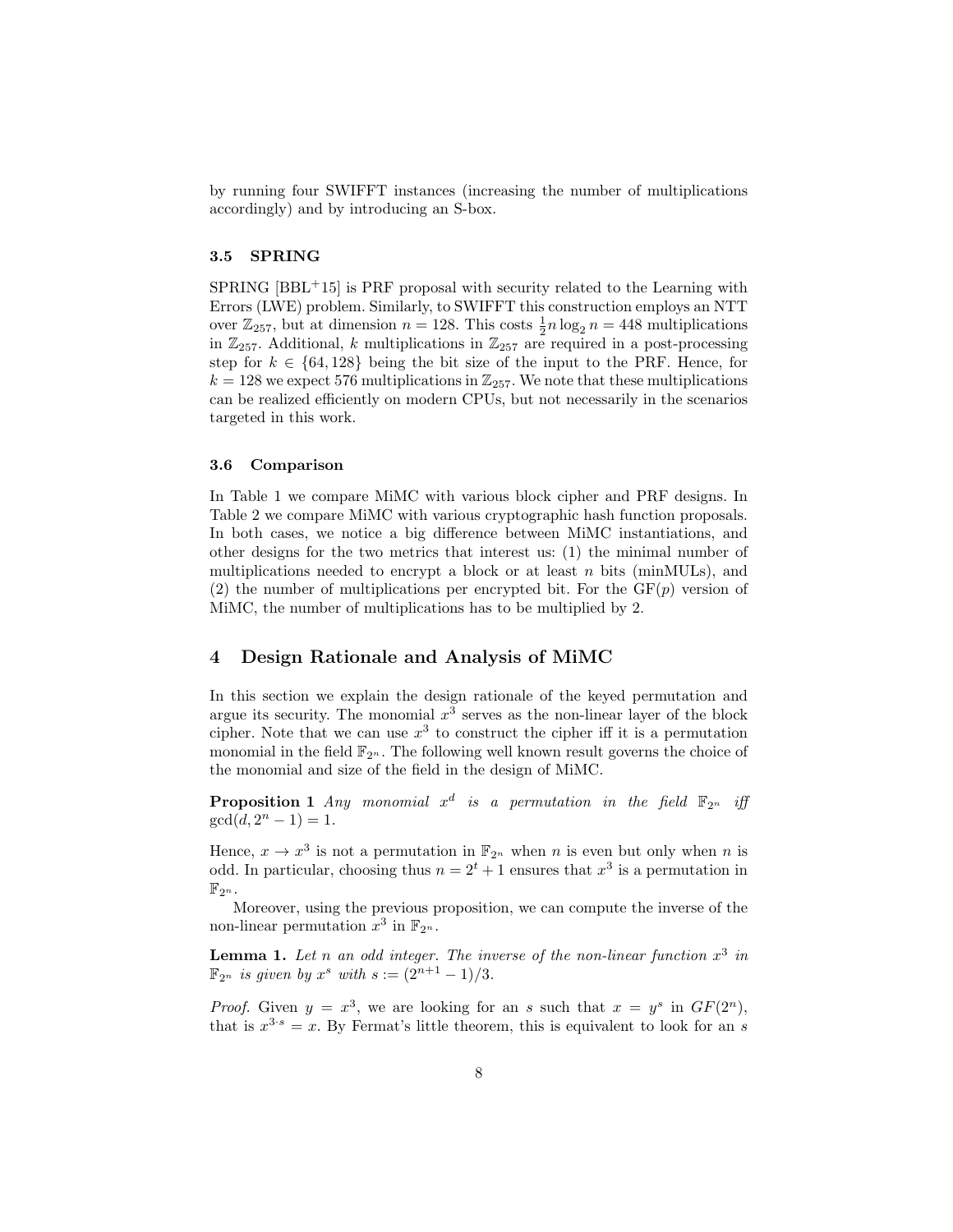by running four SWIFFT instances (increasing the number of multiplications accordingly) and by introducing an S-box.

### 3.5 SPRING

SPRING [BBL+15] is PRF proposal with security related to the Learning with Errors (LWE) problem. Similarly, to SWIFFT this construction employs an NTT over $\mathbb{Z}_{257}$, but at dimension $n = 128$. This costs $\frac{1}{2} n \log_2 n = 448$ multiplications in $\mathbb{Z}_{257}$. Additional, $k$ multiplications in $\mathbb{Z}_{257}$ are required in a post-processing step for $k \in \{64, 128\}$ being the bit size of the input to the PRF. Hence, for $k = 128$ we expect 576 multiplications in $\mathbb{Z}_{257}$. We note that these multiplications can be realized efficiently on modern CPUs, but not necessarily in the scenarios targeted in this work.

### 3.6 Comparison

In Table 1 we compare MiMC with various block cipher and PRF designs. In Table 2 we compare MiMC with various cryptographic hash function proposals. In both cases, we notice a big difference between MiMC instantiations, and other designs for the two metrics that interest us: (1) the minimal number of multiplications needed to encrypt a block or at least $n$ bits (minMULs), and (2) the number of multiplications per encrypted bit. For the GF($p$) version of MiMC, the number of multiplications has to be multiplied by 2.

## 4 Design Rationale and Analysis of MiMC

In this section we explain the design rationale of the keyed permutation and argue its security. The monomial $x^3$ serves as the non-linear layer of the block cipher. Note that we can use $x^3$ to construct the cipher iff it is a permutation monomial in the field $\mathbb{F}_{2^n}$. The following well known result governs the choice of the monomial and size of the field in the design of MiMC.

**Proposition 1** *Any monomial $x^d$ is a permutation in the field $\mathbb{F}_{2^n}$ iff $\gcd(d, 2^n - 1) = 1$.*

Hence, $x \to x^3$ is not a permutation in $\mathbb{F}_{2^n}$ when $n$ is even but only when $n$ is odd. In particular, choosing thus $n = 2^t + 1$ ensures that $x^3$ is a permutation in $\mathbb{F}_{2^n}$.

Moreover, using the previous proposition, we can compute the inverse of the non-linear permutation $x^3$ in $\mathbb{F}_{2^n}$.

**Lemma 1.** *Let $n$ an odd integer. The inverse of the non-linear function $x^3$ in $\mathbb{F}_{2^n}$ is given by $x^s$ with $s := (2^{n+1} - 1)/3$.*

*Proof.* Given $y = x^3$, we are looking for an $s$ such that $x = y^s$ in $GF(2^n)$, that is $x^{3 \cdot s} = x$. By Fermat's little theorem, this is equivalent to look for an $s$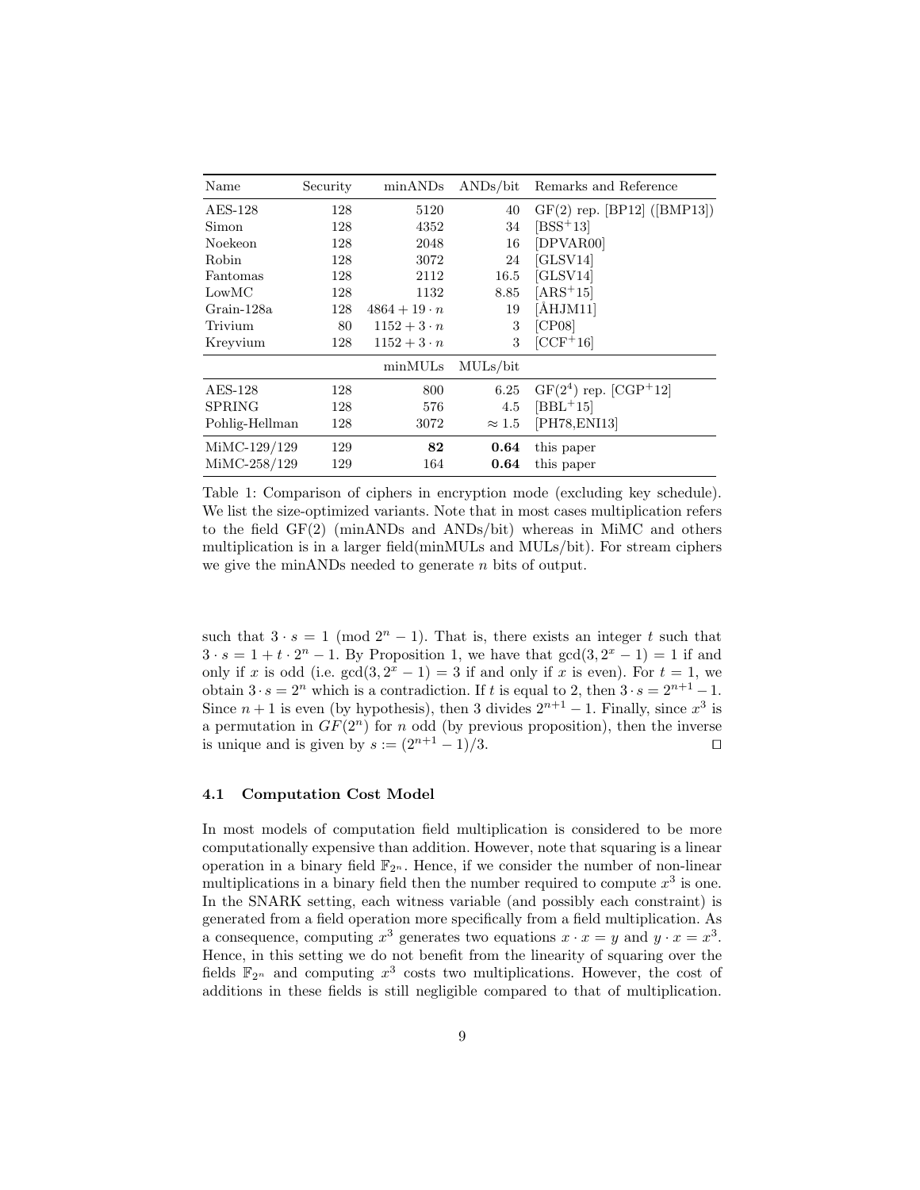| Name | Security | minANDs | ANDs/bit | Remarks and Reference |
|---|---|---|---|---|
| AES-128 | 128 | 5120 | 40 | GF(2) rep. [BP12] ([BMP13]) |
| Simon | 128 | 4352 | 34 | [BSS+13] |
| Noekeon | 128 | 2048 | 16 | [DPVAR00] |
| Robin | 128 | 3072 | 24 | [GLSV14] |
| Fantomas | 128 | 2112 | 16.5 | [GLSV14] |
| LowMC | 128 | 1132 | 8.85 | [ARS+15] |
| Grain-128a | 128 | $4864 + 19 \cdot n$ | 19 | [ÅHJM11] |
| Trivium | 80 | $1152 + 3 \cdot n$ | 3 | [CP08] |
| Kreyvium | 128 | $1152 + 3 \cdot n$ | 3 | [CCF+16] |
| | | minMULs | MULs/bit | |
| AES-128 | 128 | 800 | 6.25 | $GF(2^4)$ rep. [CGP+12] |
| SPRING | 128 | 576 | 4.5 | [BBL+15] |
| Pohlig-Hellman | 128 | 3072 | $\approx 1.5$ | [PH78,ENI13] |
| MiMC-129/129 | 129 | **82** | **0.64** | this paper |
| MiMC-258/129 | 129 | 164 | **0.64** | this paper |

Table 1: Comparison of ciphers in encryption mode (excluding key schedule). We list the size-optimized variants. Note that in most cases multiplication refers to the field GF(2) (minANDs and ANDs/bit) whereas in MiMC and others multiplication is in a larger field(minMULs and MULs/bit). For stream ciphers we give the minANDs needed to generate $n$ bits of output.

such that $3 \cdot s = 1 \pmod{2^n - 1}$. That is, there exists an integer $t$ such that $3 \cdot s = 1 + t \cdot 2^n - 1$. By Proposition 1, we have that $\gcd(3, 2^x - 1) = 1$ if and only if $x$ is odd (i.e. $\gcd(3, 2^x - 1) = 3$ if and only if $x$ is even). For $t = 1$, we obtain $3 \cdot s = 2^n$ which is a contradiction. If $t$ is equal to 2, then $3 \cdot s = 2^{n+1} - 1$. Since $n + 1$ is even (by hypothesis), then 3 divides $2^{n+1} - 1$. Finally, since $x^3$ is a permutation in $GF(2^n)$ for $n$ odd (by previous proposition), then the inverse is unique and is given by $s := (2^{n+1} - 1)/3$. $\square$

### 4.1 Computation Cost Model

In most models of computation field multiplication is considered to be more computationally expensive than addition. However, note that squaring is a linear operation in a binary field $\mathbb{F}_{2^n}$. Hence, if we consider the number of non-linear multiplications in a binary field then the number required to compute $x^3$ is one. In the SNARK setting, each witness variable (and possibly each constraint) is generated from a field operation more specifically from a field multiplication. As a consequence, computing $x^3$ generates two equations $x \cdot x = y$ and $y \cdot x = x^3$. Hence, in this setting we do not benefit from the linearity of squaring over the fields $\mathbb{F}_{2^n}$ and computing $x^3$ costs two multiplications. However, the cost of additions in these fields is still negligible compared to that of multiplication.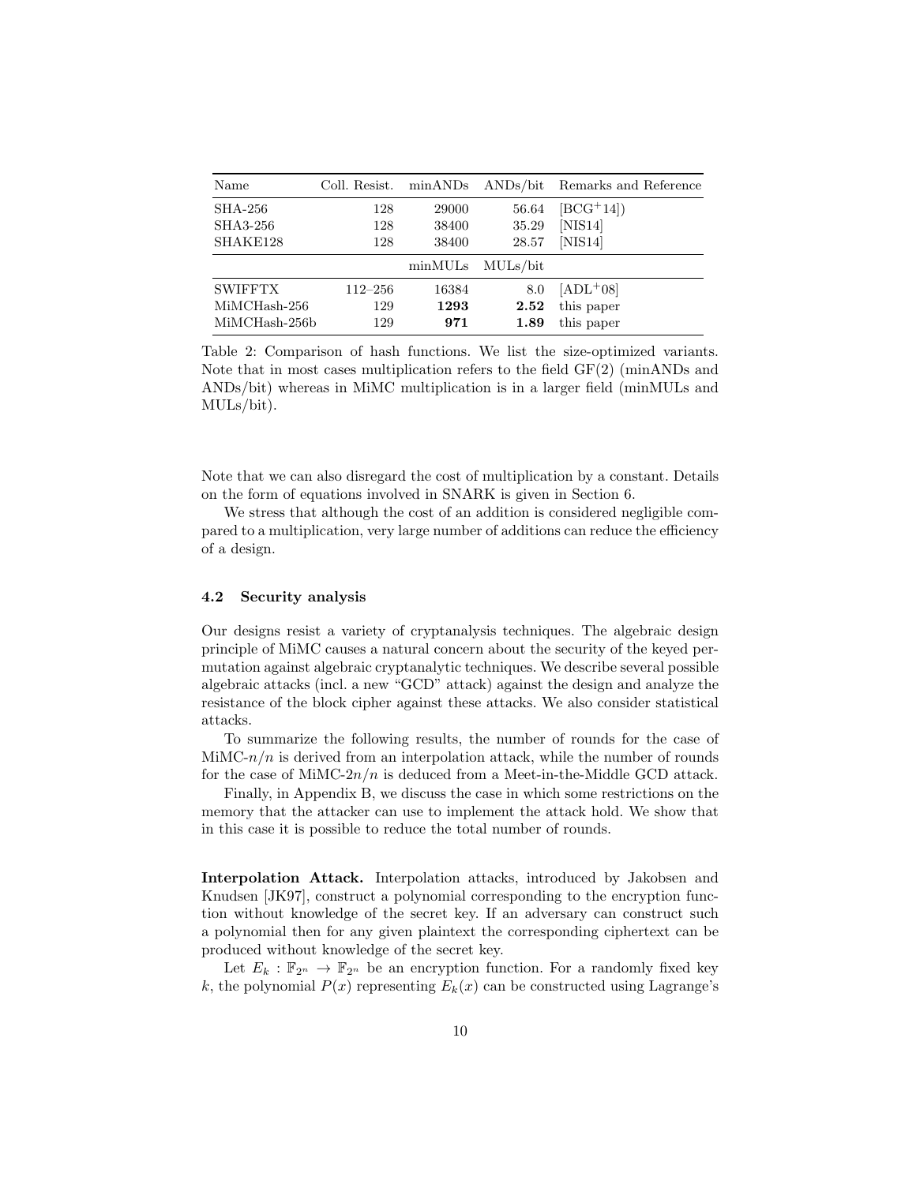| Name | Coll. Resist. | minANDs | ANDs/bit | Remarks and Reference |
|---|---|---|---|---|
| SHA-256 | 128 | 29000 | 56.64 | [BCG+14]) |
| SHA3-256 | 128 | 38400 | 35.29 | [NIS14] |
| SHAKE128 | 128 | 38400 | 28.57 | [NIS14] |
| | | minMULs | MULs/bit | |
| SWIFFTX | 112–256 | 16384 | 8.0 | [ADL+08] |
| MiMCHash-256 | 129 | **1293** | **2.52** | this paper |
| MiMCHash-256b | 129 | **971** | **1.89** | this paper |

Table 2: Comparison of hash functions. We list the size-optimized variants. Note that in most cases multiplication refers to the field GF(2) (minANDs and ANDs/bit) whereas in MiMC multiplication is in a larger field (minMULs and MULs/bit).

Note that we can also disregard the cost of multiplication by a constant. Details on the form of equations involved in SNARK is given in Section 6.

We stress that although the cost of an addition is considered negligible compared to a multiplication, very large number of additions can reduce the efficiency of a design.

### 4.2 Security analysis

Our designs resist a variety of cryptanalysis techniques. The algebraic design principle of MiMC causes a natural concern about the security of the keyed permutation against algebraic cryptanalytic techniques. We describe several possible algebraic attacks (incl. a new "GCD" attack) against the design and analyze the resistance of the block cipher against these attacks. We also consider statistical attacks.

To summarize the following results, the number of rounds for the case of MiMC-$n/n$ is derived from an interpolation attack, while the number of rounds for the case of MiMC-$2n/n$ is deduced from a Meet-in-the-Middle GCD attack.

Finally, in Appendix B, we discuss the case in which some restrictions on the memory that the attacker can use to implement the attack hold. We show that in this case it is possible to reduce the total number of rounds.

**Interpolation Attack.** Interpolation attacks, introduced by Jakobsen and Knudsen [JK97], construct a polynomial corresponding to the encryption function without knowledge of the secret key. If an adversary can construct such a polynomial then for any given plaintext the corresponding ciphertext can be produced without knowledge of the secret key.

Let $E_k : \mathbb{F}_{2^n} \to \mathbb{F}_{2^n}$ be an encryption function. For a randomly fixed key $k$, the polynomial $P(x)$ representing $E_k(x)$ can be constructed using Lagrange's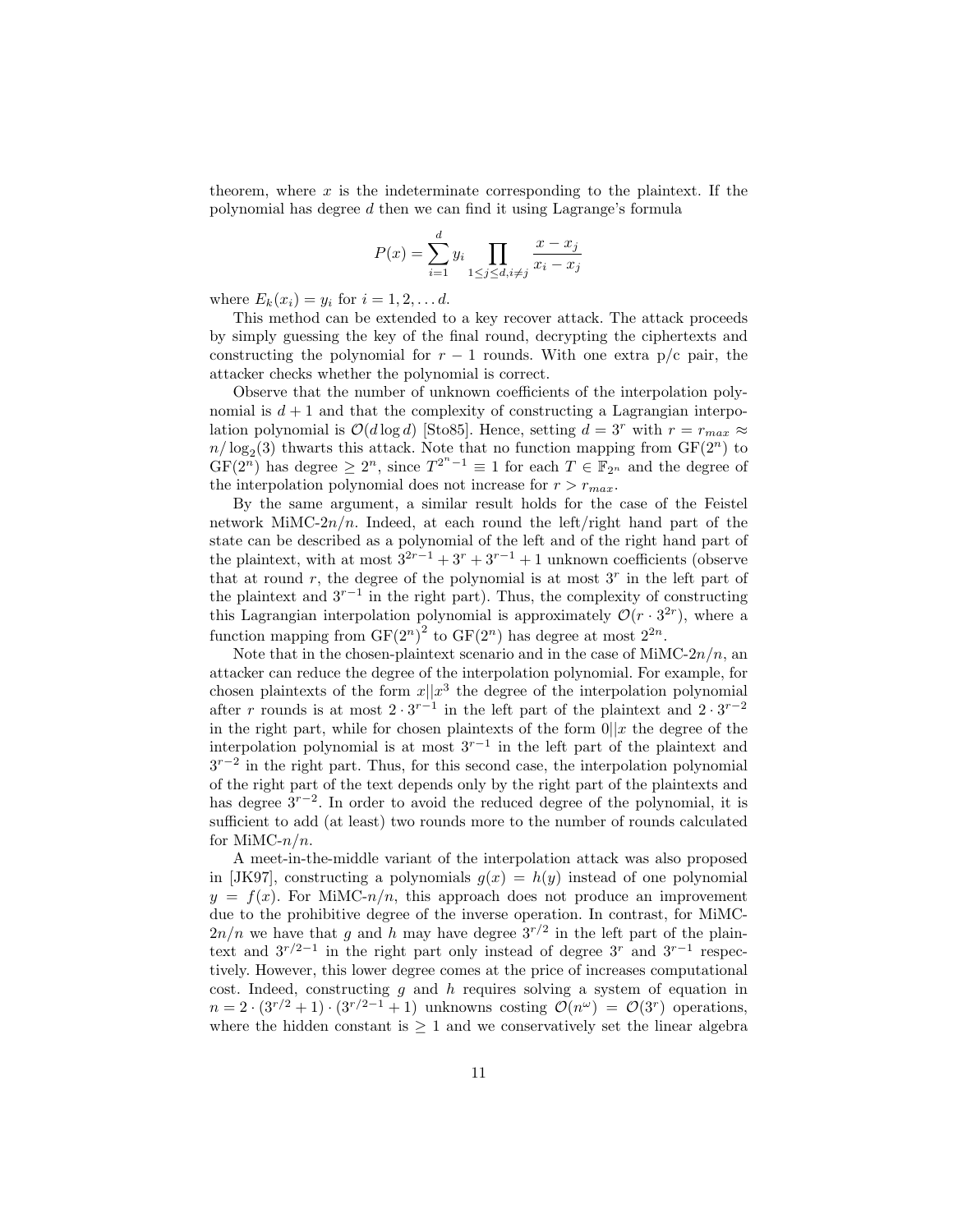theorem, where $x$ is the indeterminate corresponding to the plaintext. If the polynomial has degree $d$ then we can find it using Lagrange's formula

$$P(x) = \sum_{i=1}^{d} y_i \prod_{1 \leq j \leq d, i \neq j} \frac{x - x_j}{x_i - x_j}$$

where $E_k(x_i) = y_i$ for $i = 1, 2, \ldots d$.

This method can be extended to a key recover attack. The attack proceeds by simply guessing the key of the final round, decrypting the ciphertexts and constructing the polynomial for $r-1$ rounds. With one extra p/c pair, the attacker checks whether the polynomial is correct.

Observe that the number of unknown coefficients of the interpolation polynomial is $d+1$ and that the complexity of constructing a Lagrangian interpolation polynomial is $\mathcal{O}(d \log d)$ [Sto85]. Hence, setting $d = 3^r$ with $r = r_{max} \approx n/\log_2(3)$ thwarts this attack. Note that no function mapping from $\mathrm{GF}(2^n)$ to $\mathrm{GF}(2^n)$ has degree $\geq 2^n$, since $T^{2^n-1} \equiv 1$ for each $T \in \mathbb{F}_{2^n}$ and the degree of the interpolation polynomial does not increase for $r > r_{max}$.

By the same argument, a similar result holds for the case of the Feistel network MiMC-$2n/n$. Indeed, at each round the left/right hand part of the state can be described as a polynomial of the left and of the right hand part of the plaintext, with at most $3^{2r-1} + 3^r + 3^{r-1} + 1$ unknown coefficients (observe that at round $r$, the degree of the polynomial is at most $3^r$ in the left part of the plaintext and $3^{r-1}$ in the right part). Thus, the complexity of constructing this Lagrangian interpolation polynomial is approximately $\mathcal{O}(r \cdot 3^{2r})$, where a function mapping from $\mathrm{GF}(2^n)^2$ to $\mathrm{GF}(2^n)$ has degree at most $2^{2n}$.

Note that in the chosen-plaintext scenario and in the case of MiMC-$2n/n$, an attacker can reduce the degree of the interpolation polynomial. For example, for chosen plaintexts of the form $x||x^3$ the degree of the interpolation polynomial after $r$ rounds is at most $2 \cdot 3^{r-1}$ in the left part of the plaintext and $2 \cdot 3^{r-2}$ in the right part, while for chosen plaintexts of the form $0||x$ the degree of the interpolation polynomial is at most $3^{r-1}$ in the left part of the plaintext and $3^{r-2}$ in the right part. Thus, for this second case, the interpolation polynomial of the right part of the text depends only by the right part of the plaintexts and has degree $3^{r-2}$. In order to avoid the reduced degree of the polynomial, it is sufficient to add (at least) two rounds more to the number of rounds calculated for MiMC-$n/n$.

A meet-in-the-middle variant of the interpolation attack was also proposed in [JK97], constructing a polynomials $g(x) = h(y)$ instead of one polynomial $y = f(x)$. For MiMC-$n/n$, this approach does not produce an improvement due to the prohibitive degree of the inverse operation. In contrast, for MiMC-$2n/n$ we have that $g$ and $h$ may have degree $3^{r/2}$ in the left part of the plaintext and $3^{r/2-1}$ in the right part only instead of degree $3^r$ and $3^{r-1}$ respectively. However, this lower degree comes at the price of increases computational cost. Indeed, constructing $g$ and $h$ requires solving a system of equation in $n = 2 \cdot (3^{r/2} + 1) \cdot (3^{r/2-1} + 1)$ unknowns costing $\mathcal{O}(n^{\omega}) = \mathcal{O}(3^r)$ operations, where the hidden constant is $\geq 1$ and we conservatively set the linear algebra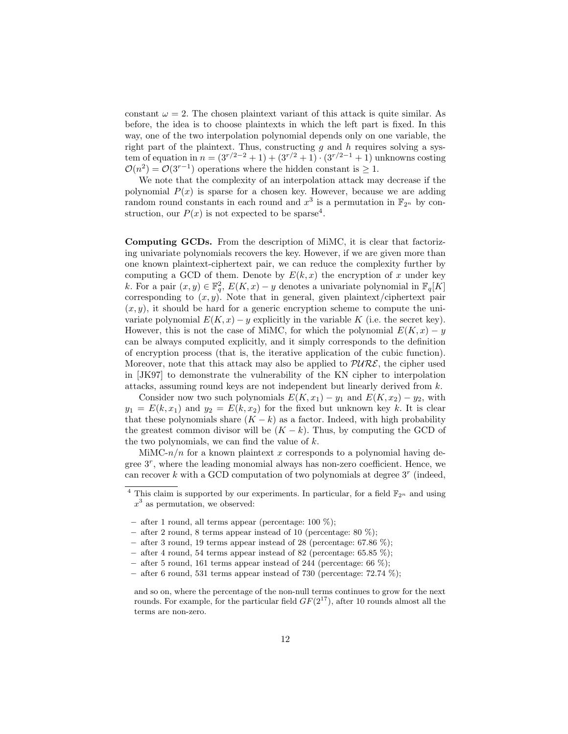constant $\omega = 2$. The chosen plaintext variant of this attack is quite similar. As before, the idea is to choose plaintexts in which the left part is fixed. In this way, one of the two interpolation polynomial depends only on one variable, the right part of the plaintext. Thus, constructing $g$ and $h$ requires solving a system of equation in $n = (3^{r/2-2} + 1) + (3^{r/2} + 1) \cdot (3^{r/2-1} + 1)$ unknowns costing $\mathcal{O}(n^2) = \mathcal{O}(3^{r-1})$ operations where the hidden constant is $\geq 1$.

We note that the complexity of an interpolation attack may decrease if the polynomial $P(x)$ is sparse for a chosen key. However, because we are adding random round constants in each round and $x^3$ is a permutation in $\mathbb{F}_{2^n}$ by construction, our $P(x)$ is not expected to be sparse[4].

**Computing GCDs.** From the description of MiMC, it is clear that factorizing univariate polynomials recovers the key. However, if we are given more than one known plaintext-ciphertext pair, we can reduce the complexity further by computing a GCD of them. Denote by $E(k, x)$ the encryption of $x$ under key $k$. For a pair $(x, y) \in \mathbb{F}_q^2$, $E(K, x) - y$ denotes a univariate polynomial in $\mathbb{F}_q[K]$ corresponding to $(x, y)$. Note that in general, given plaintext/ciphertext pair $(x, y)$, it should be hard for a generic encryption scheme to compute the univariate polynomial $E(K, x) - y$ explicitly in the variable $K$ (i.e. the secret key). However, this is not the case of MiMC, for which the polynomial $E(K, x) - y$ can be always computed explicitly, and it simply corresponds to the definition of encryption process (that is, the iterative application of the cubic function). Moreover, note that this attack may also be applied to $\mathcal{PURE}$, the cipher used in [JK97] to demonstrate the vulnerability of the KN cipher to interpolation attacks, assuming round keys are not independent but linearly derived from $k$.

Consider now two such polynomials $E(K, x_1) - y_1$ and $E(K, x_2) - y_2$, with $y_1 = E(k, x_1)$ and $y_2 = E(k, x_2)$ for the fixed but unknown key $k$. It is clear that these polynomials share $(K - k)$ as a factor. Indeed, with high probability the greatest common divisor will be $(K - k)$. Thus, by computing the GCD of the two polynomials, we can find the value of $k$.

MiMC-$n/n$ for a known plaintext $x$ corresponds to a polynomial having degree $3^r$, where the leading monomial always has non-zero coefficient. Hence, we can recover $k$ with a GCD computation of two polynomials at degree $3^r$ (indeed,

---

[4] This claim is supported by our experiments. In particular, for a field $\mathbb{F}_{2^n}$ and using $x^3$ as permutation, we observed:

- after 1 round, all terms appear (percentage: 100 %);
- after 2 round, 8 terms appear instead of 10 (percentage: 80 %);
- after 3 round, 19 terms appear instead of 28 (percentage: 67.86 %);
- after 4 round, 54 terms appear instead of 82 (percentage: 65.85 %);
- after 5 round, 161 terms appear instead of 244 (percentage: 66 %);
- after 6 round, 531 terms appear instead of 730 (percentage: 72.74 %);

and so on, where the percentage of the non-null terms continues to grow for the next rounds. For example, for the particular field $GF(2^{17})$, after 10 rounds almost all the terms are non-zero.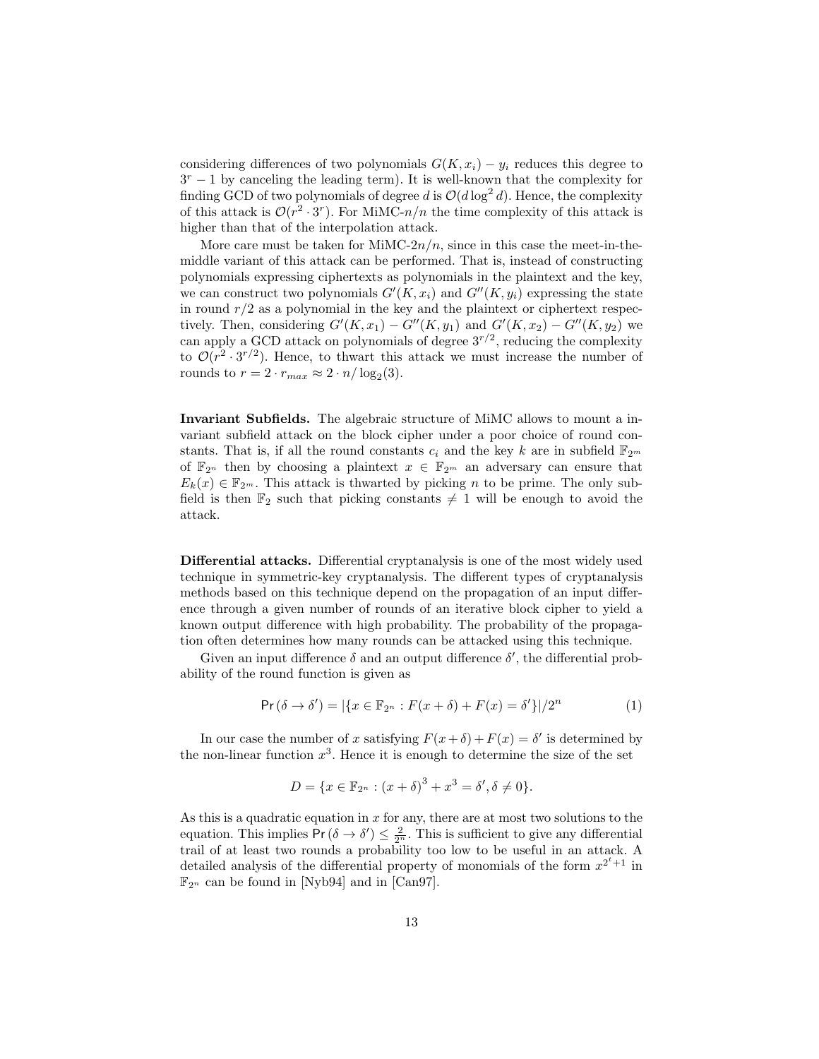considering differences of two polynomials $G(K, x_i) - y_i$ reduces this degree to $3^r - 1$ by canceling the leading term). It is well-known that the complexity for finding GCD of two polynomials of degree $d$ is $\mathcal{O}(d \log^2 d)$. Hence, the complexity of this attack is $\mathcal{O}(r^2 \cdot 3^r)$. For MiMC-$n/n$ the time complexity of this attack is higher than that of the interpolation attack.

More care must be taken for MiMC-$2n/n$, since in this case the meet-in-the-middle variant of this attack can be performed. That is, instead of constructing polynomials expressing ciphertexts as polynomials in the plaintext and the key, we can construct two polynomials $G'(K, x_i)$ and $G''(K, y_i)$ expressing the state in round $r/2$ as a polynomial in the key and the plaintext or ciphertext respectively. Then, considering $G'(K, x_1) - G''(K, y_1)$ and $G'(K, x_2) - G''(K, y_2)$ we can apply a GCD attack on polynomials of degree $3^{r/2}$, reducing the complexity to $\mathcal{O}(r^2 \cdot 3^{r/2})$. Hence, to thwart this attack we must increase the number of rounds to $r = 2 \cdot r_{max} \approx 2 \cdot n/\log_2(3)$.

**Invariant Subfields.** The algebraic structure of MiMC allows to mount a invariant subfield attack on the block cipher under a poor choice of round constants. That is, if all the round constants $c_i$ and the key $k$ are in subfield $\mathbb{F}_{2^m}$ of $\mathbb{F}_{2^n}$ then by choosing a plaintext $x \in \mathbb{F}_{2^m}$ an adversary can ensure that $E_k(x) \in \mathbb{F}_{2^m}$. This attack is thwarted by picking $n$ to be prime. The only subfield is then $\mathbb{F}_2$ such that picking constants $\neq 1$ will be enough to avoid the attack.

**Differential attacks.** Differential cryptanalysis is one of the most widely used technique in symmetric-key cryptanalysis. The different types of cryptanalysis methods based on this technique depend on the propagation of an input difference through a given number of rounds of an iterative block cipher to yield a known output difference with high probability. The probability of the propagation often determines how many rounds can be attacked using this technique.

Given an input difference $\delta$ and an output difference $\delta'$, the differential probability of the round function is given as

$$\mathsf{Pr}\left(\delta \to \delta'\right) = |\{x \in \mathbb{F}_{2^n} : F(x + \delta) + F(x) = \delta'\}|/2^n \tag{1}$$

In our case the number of $x$ satisfying $F(x+\delta) + F(x) = \delta'$ is determined by the non-linear function $x^3$. Hence it is enough to determine the size of the set

$$D = \{x \in \mathbb{F}_{2^n} : (x + \delta)^3 + x^3 = \delta', \delta \neq 0\}.$$

As this is a quadratic equation in $x$ for any, there are at most two solutions to the equation. This implies $\mathsf{Pr}\left(\delta \to \delta'\right) \leq \frac{2}{2^n}$. This is sufficient to give any differential trail of at least two rounds a probability too low to be useful in an attack. A detailed analysis of the differential property of monomials of the form $x^{2^t+1}$ in $\mathbb{F}_{2^n}$ can be found in [Nyb94] and in [Can97].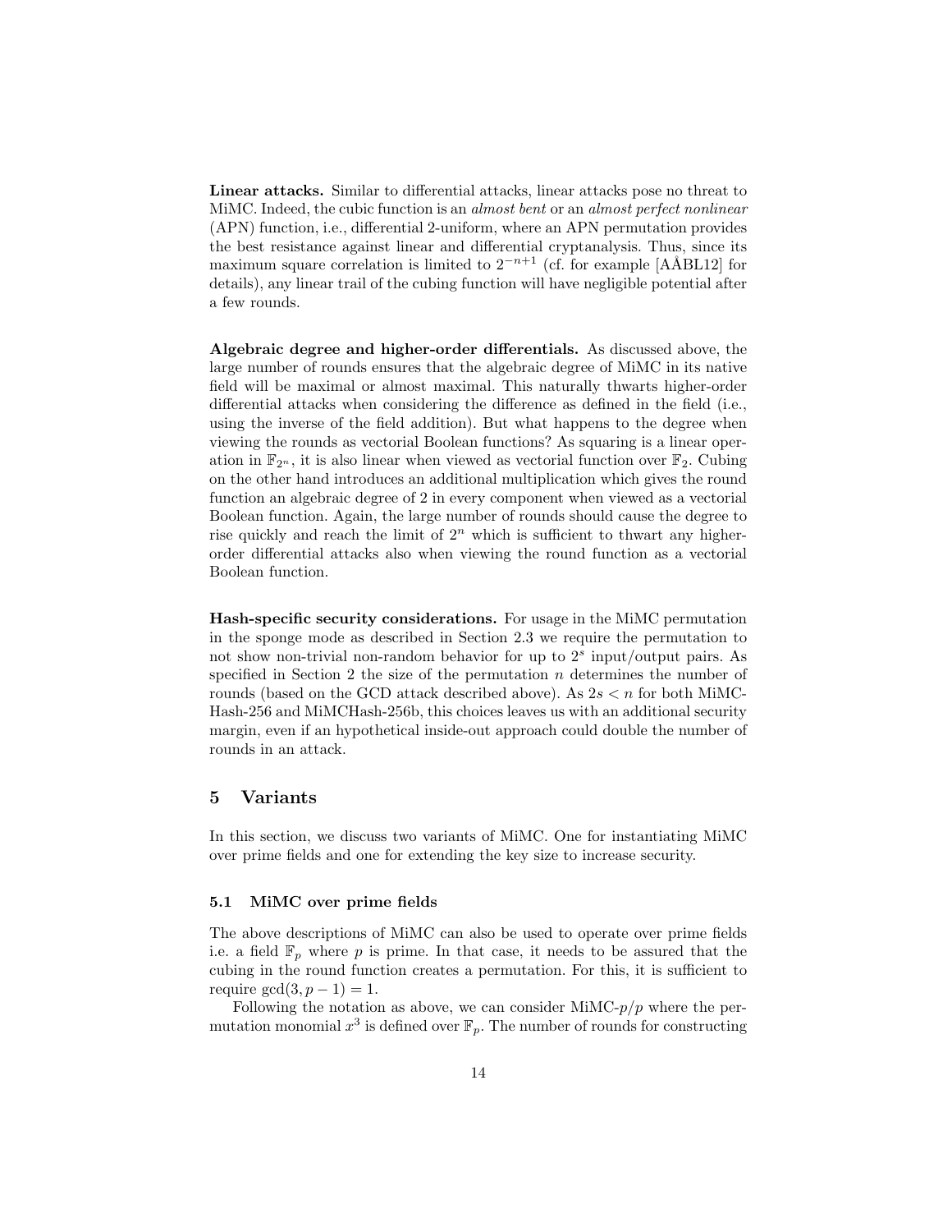**Linear attacks.** Similar to differential attacks, linear attacks pose no threat to MiMC. Indeed, the cubic function is an *almost bent* or an *almost perfect nonlinear* (APN) function, i.e., differential 2-uniform, where an APN permutation provides the best resistance against linear and differential cryptanalysis. Thus, since its maximum square correlation is limited to $2^{-n+1}$ (cf. for example [AÅBL12] for details), any linear trail of the cubing function will have negligible potential after a few rounds.

**Algebraic degree and higher-order differentials.** As discussed above, the large number of rounds ensures that the algebraic degree of MiMC in its native field will be maximal or almost maximal. This naturally thwarts higher-order differential attacks when considering the difference as defined in the field (i.e., using the inverse of the field addition). But what happens to the degree when viewing the rounds as vectorial Boolean functions? As squaring is a linear operation in $\mathbb{F}_{2^n}$, it is also linear when viewed as vectorial function over $\mathbb{F}_2$. Cubing on the other hand introduces an additional multiplication which gives the round function an algebraic degree of 2 in every component when viewed as a vectorial Boolean function. Again, the large number of rounds should cause the degree to rise quickly and reach the limit of $2^n$ which is sufficient to thwart any higher-order differential attacks also when viewing the round function as a vectorial Boolean function.

**Hash-specific security considerations.** For usage in the MiMC permutation in the sponge mode as described in Section 2.3 we require the permutation to not show non-trivial non-random behavior for up to $2^s$ input/output pairs. As specified in Section 2 the size of the permutation $n$ determines the number of rounds (based on the GCD attack described above). As $2s < n$ for both MiMC-Hash-256 and MiMCHash-256b, this choices leaves us with an additional security margin, even if an hypothetical inside-out approach could double the number of rounds in an attack.

## 5 Variants

In this section, we discuss two variants of MiMC. One for instantiating MiMC over prime fields and one for extending the key size to increase security.

### 5.1 MiMC over prime fields

The above descriptions of MiMC can also be used to operate over prime fields i.e. a field $\mathbb{F}_p$ where $p$ is prime. In that case, it needs to be assured that the cubing in the round function creates a permutation. For this, it is sufficient to require $\gcd(3, p-1) = 1$.

Following the notation as above, we can consider MiMC-$p/p$ where the permutation monomial $x^3$ is defined over $\mathbb{F}_p$. The number of rounds for constructing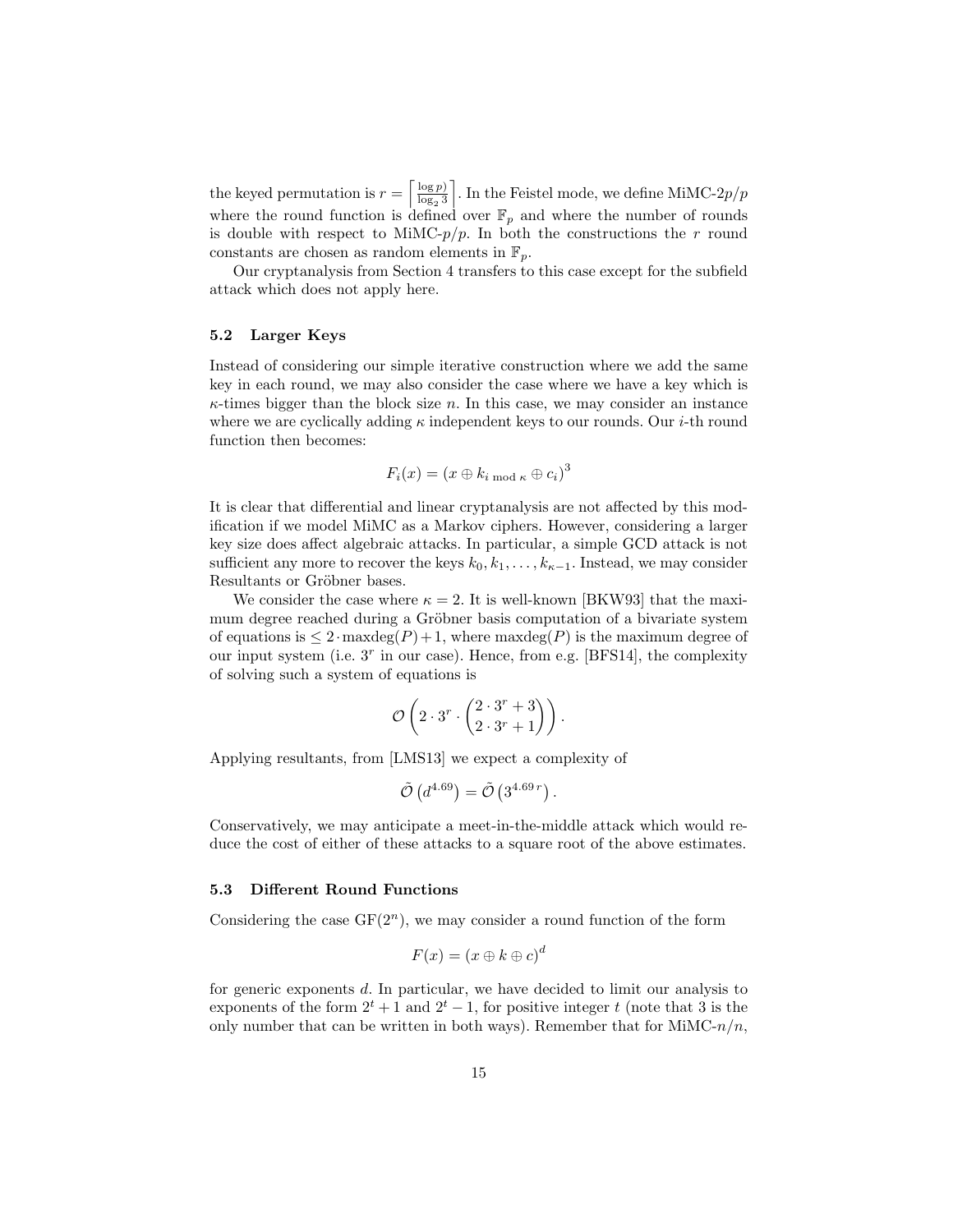the keyed permutation is $r = \left\lceil \frac{\log p)}{\log_2 3} \right\rceil$. In the Feistel mode, we define MiMC-$2p/p$ where the round function is defined over $\mathbb{F}_p$ and where the number of rounds is double with respect to MiMC-$p/p$. In both the constructions the $r$ round constants are chosen as random elements in $\mathbb{F}_p$.

Our cryptanalysis from Section 4 transfers to this case except for the subfield attack which does not apply here.

### 5.2 Larger Keys

Instead of considering our simple iterative construction where we add the same key in each round, we may also consider the case where we have a key which is $\kappa$-times bigger than the block size $n$. In this case, we may consider an instance where we are cyclically adding $\kappa$ independent keys to our rounds. Our $i$-th round function then becomes:

$$F_i(x) = \left(x \oplus k_{i \bmod \kappa} \oplus c_i\right)^3$$

It is clear that differential and linear cryptanalysis are not affected by this modification if we model MiMC as a Markov ciphers. However, considering a larger key size does affect algebraic attacks. In particular, a simple GCD attack is not sufficient any more to recover the keys $k_0, k_1, \ldots, k_{\kappa-1}$. Instead, we may consider Resultants or Gröbner bases.

We consider the case where $\kappa = 2$. It is well-known [BKW93] that the maximum degree reached during a Gröbner basis computation of a bivariate system of equations is $\leq 2 \cdot \text{maxdeg}(P) + 1$, where $\text{maxdeg}(P)$ is the maximum degree of our input system (i.e. $3^r$ in our case). Hence, from e.g. [BFS14], the complexity of solving such a system of equations is

$$\mathcal{O}\left(2 \cdot 3^r \cdot \binom{2 \cdot 3^r + 3}{2 \cdot 3^r + 1}\right).$$

Applying resultants, from [LMS13] we expect a complexity of

$$\tilde{\mathcal{O}}\left(d^{4.69}\right) = \tilde{\mathcal{O}}\left(3^{4.69\,r}\right).$$

Conservatively, we may anticipate a meet-in-the-middle attack which would reduce the cost of either of these attacks to a square root of the above estimates.

### 5.3 Different Round Functions

Considering the case $\mathrm{GF}(2^n)$, we may consider a round function of the form

$$F(x) = \left(x \oplus k \oplus c\right)^d$$

for generic exponents $d$. In particular, we have decided to limit our analysis to exponents of the form $2^t + 1$ and $2^t - 1$, for positive integer $t$ (note that 3 is the only number that can be written in both ways). Remember that for MiMC-$n/n$,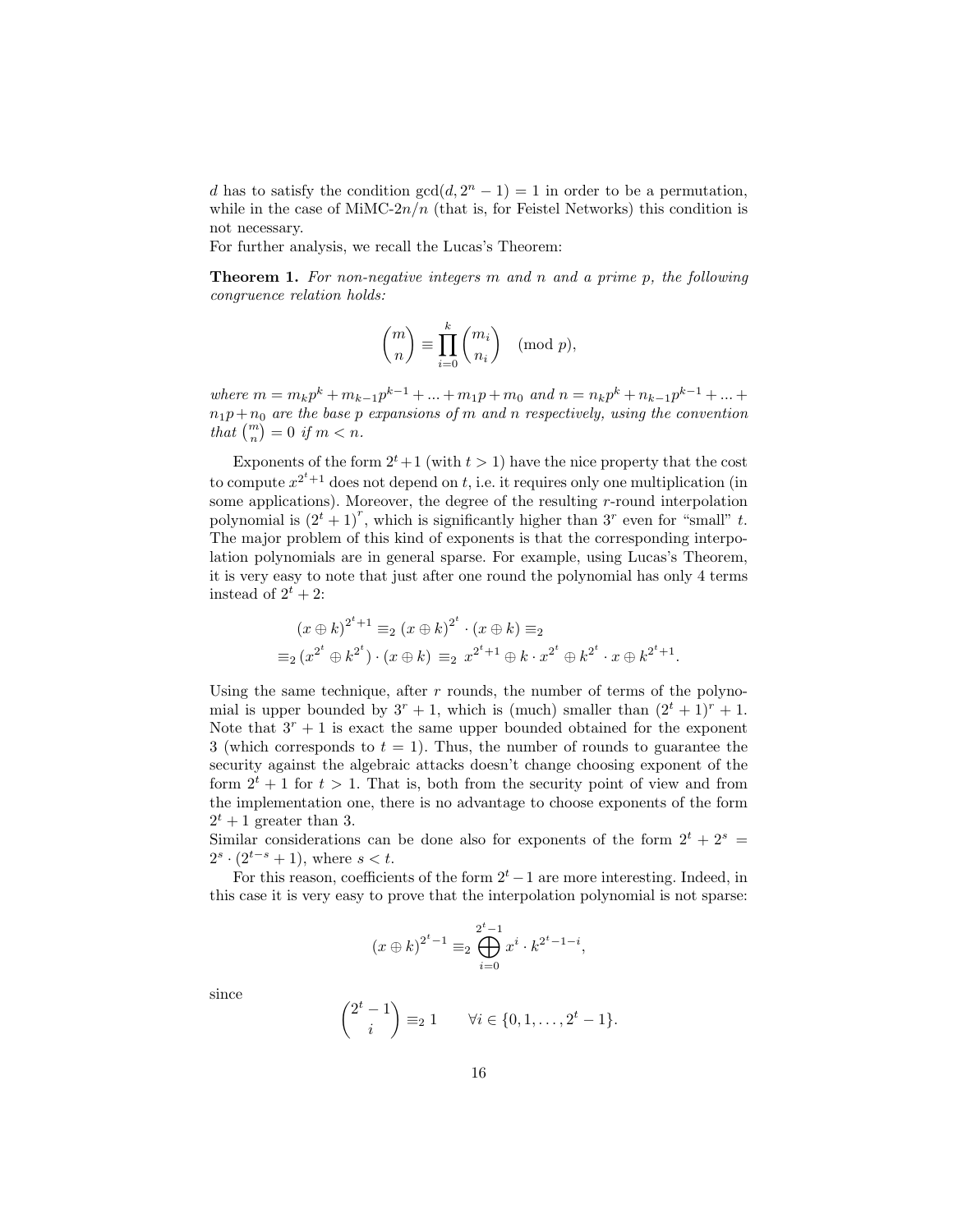$d$ has to satisfy the condition $\gcd(d, 2^n - 1) = 1$ in order to be a permutation, while in the case of MiMC-$2n/n$ (that is, for Feistel Networks) this condition is not necessary.
For further analysis, we recall the Lucas's Theorem:

**Theorem 1.** *For non-negative integers $m$ and $n$ and a prime $p$, the following congruence relation holds:*

$$\binom{m}{n} \equiv \prod_{i=0}^{k} \binom{m_i}{n_i} \pmod{p},$$

*where $m = m_k p^k + m_{k-1} p^{k-1} + ... + m_1 p + m_0$ and $n = n_k p^k + n_{k-1} p^{k-1} + ... + n_1 p + n_0$ are the base $p$ expansions of $m$ and $n$ respectively, using the convention that $\binom{m}{n} = 0$ if $m < n$.*

Exponents of the form $2^t + 1$ (with $t > 1$) have the nice property that the cost to compute $x^{2^t+1}$ does not depend on $t$, i.e. it requires only one multiplication (in some applications). Moreover, the degree of the resulting $r$-round interpolation polynomial is $(2^t+1)^r$, which is significantly higher than $3^r$ even for "small" $t$. The major problem of this kind of exponents is that the corresponding interpolation polynomials are in general sparse. For example, using Lucas's Theorem, it is very easy to note that just after one round the polynomial has only 4 terms instead of $2^t + 2$:

$$\begin{aligned}
&(x \oplus k)^{2^t+1} \equiv_2 (x \oplus k)^{2^t} \cdot (x \oplus k) \equiv_2 \\
&\equiv_2 (x^{2^t} \oplus k^{2^t}) \cdot (x \oplus k) \equiv_2 x^{2^t+1} \oplus k \cdot x^{2^t} \oplus k^{2^t} \cdot x \oplus k^{2^t+1}.
\end{aligned}$$

Using the same technique, after $r$ rounds, the number of terms of the polynomial is upper bounded by $3^r + 1$, which is (much) smaller than $(2^t + 1)^r + 1$. Note that $3^r + 1$ is exact the same upper bounded obtained for the exponent 3 (which corresponds to $t = 1$). Thus, the number of rounds to guarantee the security against the algebraic attacks doesn't change choosing exponent of the form $2^t + 1$ for $t > 1$. That is, both from the security point of view and from the implementation one, there is no advantage to choose exponents of the form $2^t + 1$ greater than 3.
Similar considerations can be done also for exponents of the form $2^t + 2^s = 2^s \cdot (2^{t-s} + 1)$, where $s < t$.

For this reason, coefficients of the form $2^t - 1$ are more interesting. Indeed, in this case it is very easy to prove that the interpolation polynomial is not sparse:

$$(x \oplus k)^{2^t-1} \equiv_2 \bigoplus_{i=0}^{2^t-1} x^i \cdot k^{2^t-1-i},$$

since

$$\binom{2^t - 1}{i} \equiv_2 1 \qquad \forall i \in \{0, 1, \ldots, 2^t - 1\}.$$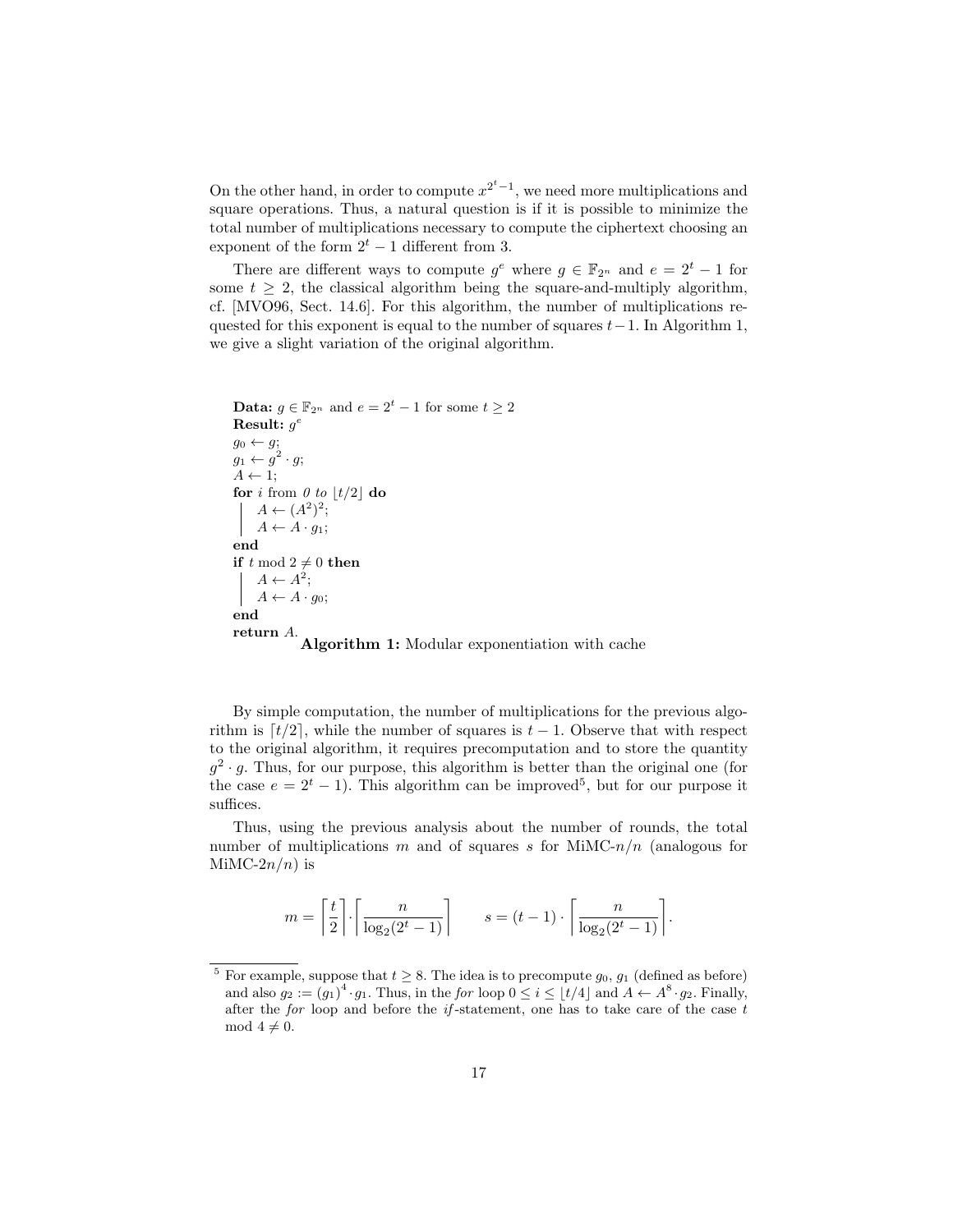On the other hand, in order to compute $x^{2^t-1}$, we need more multiplications and square operations. Thus, a natural question is if it is possible to minimize the total number of multiplications necessary to compute the ciphertext choosing an exponent of the form $2^t - 1$ different from 3.

There are different ways to compute $g^e$ where $g \in \mathbb{F}_{2^n}$ and $e = 2^t - 1$ for some $t \geq 2$, the classical algorithm being the square-and-multiply algorithm, cf. [MVO96, Sect. 14.6]. For this algorithm, the number of multiplications requested for this exponent is equal to the number of squares $t-1$. In Algorithm 1, we give a slight variation of the original algorithm.

```
Data: g ∈ F_{2^n} and e = 2^t − 1 for some t ≥ 2
Result: g^e
g_0 ← g;
g_1 ← g^2 · g;
A ← 1;
for i from 0 to ⌊t/2⌋ do
    A ← (A^2)^2;
    A ← A · g_1;
end
if t mod 2 ≠ 0 then
    A ← A^2;
    A ← A · g_0;
end
return A.
```

**Algorithm 1:** Modular exponentiation with cache

By simple computation, the number of multiplications for the previous algorithm is $\lceil t/2 \rceil$, while the number of squares is $t - 1$. Observe that with respect to the original algorithm, it requires precomputation and to store the quantity $g^2 \cdot g$. Thus, for our purpose, this algorithm is better than the original one (for the case $e = 2^t - 1$). This algorithm can be improved[5], but for our purpose it suffices.

Thus, using the previous analysis about the number of rounds, the total number of multiplications $m$ and of squares $s$ for MiMC-$n/n$ (analogous for MiMC-$2n/n$) is

$$m = \left\lceil \frac{t}{2} \right\rceil \cdot \left\lceil \frac{n}{\log_2(2^t - 1)} \right\rceil \qquad s = (t-1) \cdot \left\lceil \frac{n}{\log_2(2^t - 1)} \right\rceil.$$

[5] For example, suppose that $t \geq 8$. The idea is to precompute $g_0$, $g_1$ (defined as before) and also $g_2 := (g_1)^4 \cdot g_1$. Thus, in the *for* loop $0 \leq i \leq \lfloor t/4 \rfloor$ and $A \leftarrow A^8 \cdot g_2$. Finally, after the *for* loop and before the *if*-statement, one has to take care of the case $t \bmod 4 \neq 0$.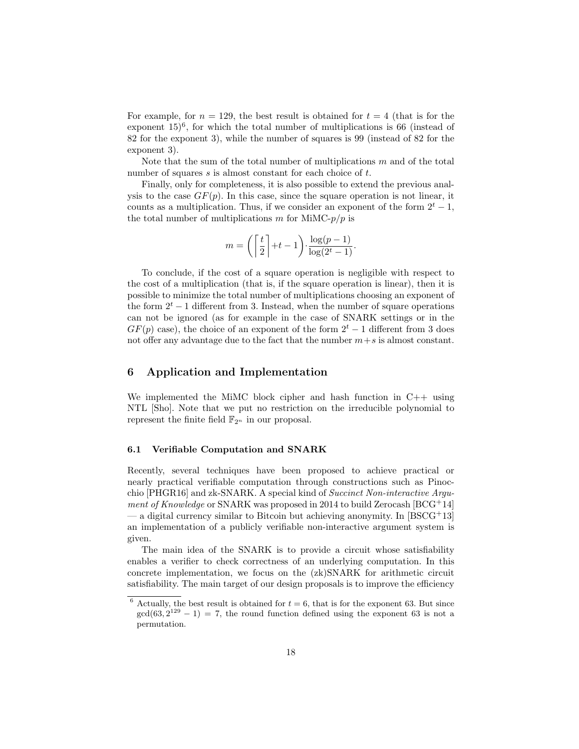For example, for $n = 129$, the best result is obtained for $t = 4$ (that is for the exponent 15)[6], for which the total number of multiplications is 66 (instead of 82 for the exponent 3), while the number of squares is 99 (instead of 82 for the exponent 3).

Note that the sum of the total number of multiplications $m$ and of the total number of squares $s$ is almost constant for each choice of $t$.

Finally, only for completeness, it is also possible to extend the previous analysis to the case $GF(p)$. In this case, since the square operation is not linear, it counts as a multiplication. Thus, if we consider an exponent of the form $2^t - 1$, the total number of multiplications $m$ for MiMC-$p/p$ is

$$m = \left( \left\lceil \frac{t}{2} \right\rceil + t - 1 \right) \cdot \frac{\log(p-1)}{\log(2^t - 1)}.$$

To conclude, if the cost of a square operation is negligible with respect to the cost of a multiplication (that is, if the square operation is linear), then it is possible to minimize the total number of multiplications choosing an exponent of the form $2^t - 1$ different from 3. Instead, when the number of square operations can not be ignored (as for example in the case of SNARK settings or in the $GF(p)$ case), the choice of an exponent of the form $2^t - 1$ different from 3 does not offer any advantage due to the fact that the number $m+s$ is almost constant.

## 6 Application and Implementation

We implemented the MiMC block cipher and hash function in C++ using NTL [Sho]. Note that we put no restriction on the irreducible polynomial to represent the finite field $\mathbb{F}_{2^n}$ in our proposal.

### 6.1 Verifiable Computation and SNARK

Recently, several techniques have been proposed to achieve practical or nearly practical verifiable computation through constructions such as Pinocchio [PHGR16] and zk-SNARK. A special kind of *Succinct Non-interactive Argument of Knowledge* or SNARK was proposed in 2014 to build Zerocash [BCG+14] — a digital currency similar to Bitcoin but achieving anonymity. In [BSCG+13] an implementation of a publicly verifiable non-interactive argument system is given.

The main idea of the SNARK is to provide a circuit whose satisfiability enables a verifier to check correctness of an underlying computation. In this concrete implementation, we focus on the (zk)SNARK for arithmetic circuit satisfiability. The main target of our design proposals is to improve the efficiency

[6] Actually, the best result is obtained for $t = 6$, that is for the exponent 63. But since $\gcd(63, 2^{129} - 1) = 7$, the round function defined using the exponent 63 is not a permutation.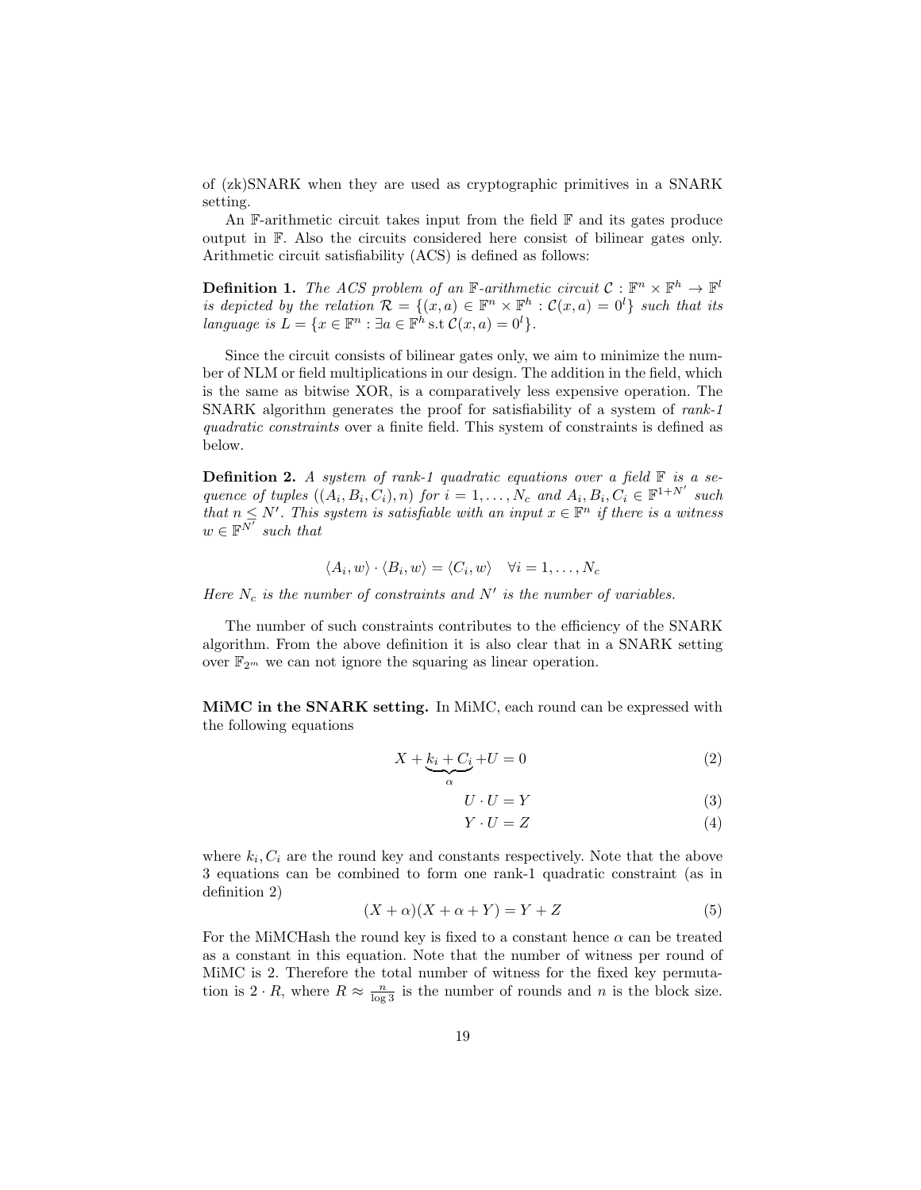of (zk)SNARK when they are used as cryptographic primitives in a SNARK setting.

An $\mathbb{F}$-arithmetic circuit takes input from the field $\mathbb{F}$ and its gates produce output in $\mathbb{F}$. Also the circuits considered here consist of bilinear gates only. Arithmetic circuit satisfiability (ACS) is defined as follows:

**Definition 1.** *The ACS problem of an $\mathbb{F}$-arithmetic circuit $\mathcal{C} : \mathbb{F}^n \times \mathbb{F}^h \to \mathbb{F}^l$ is depicted by the relation $\mathcal{R} = \{(x, a) \in \mathbb{F}^n \times \mathbb{F}^h : \mathcal{C}(x, a) = 0^l\}$ such that its language is $L = \{x \in \mathbb{F}^n : \exists a \in \mathbb{F}^h \, \text{s.t} \, \mathcal{C}(x, a) = 0^l\}$.*

Since the circuit consists of bilinear gates only, we aim to minimize the number of NLM or field multiplications in our design. The addition in the field, which is the same as bitwise XOR, is a comparatively less expensive operation. The SNARK algorithm generates the proof for satisfiability of a system of *rank-1 quadratic constraints* over a finite field. This system of constraints is defined as below.

**Definition 2.** *A system of rank-1 quadratic equations over a field $\mathbb{F}$ is a sequence of tuples $((A_i, B_i, C_i), n)$ for $i = 1, \ldots, N_c$ and $A_i, B_i, C_i \in \mathbb{F}^{1+N'}$ such that $n \leq N'$. This system is satisfiable with an input $x \in \mathbb{F}^n$ if there is a witness $w \in \mathbb{F}^{N'}$ such that*

$$\langle A_i, w \rangle \cdot \langle B_i, w \rangle = \langle C_i, w \rangle \quad \forall i = 1, \ldots, N_c$$

*Here $N_c$ is the number of constraints and $N'$ is the number of variables.*

The number of such constraints contributes to the efficiency of the SNARK algorithm. From the above definition it is also clear that in a SNARK setting over $\mathbb{F}_{2^m}$ we can not ignore the squaring as linear operation.

**MiMC in the SNARK setting.** In MiMC, each round can be expressed with the following equations

$$X + \underbrace{k_i + C_i}_{\alpha} + U = 0 \tag{2}$$

$$U \cdot U = Y \tag{3}$$

$$Y \cdot U = Z \tag{4}$$

where $k_i, C_i$ are the round key and constants respectively. Note that the above 3 equations can be combined to form one rank-1 quadratic constraint (as in definition 2)

$$(X + \alpha)(X + \alpha + Y) = Y + Z \tag{5}$$

For the MiMCHash the round key is fixed to a constant hence $\alpha$ can be treated as a constant in this equation. Note that the number of witness per round of MiMC is 2. Therefore the total number of witness for the fixed key permutation is $2 \cdot R$, where $R \approx \frac{n}{\log 3}$ is the number of rounds and $n$ is the block size.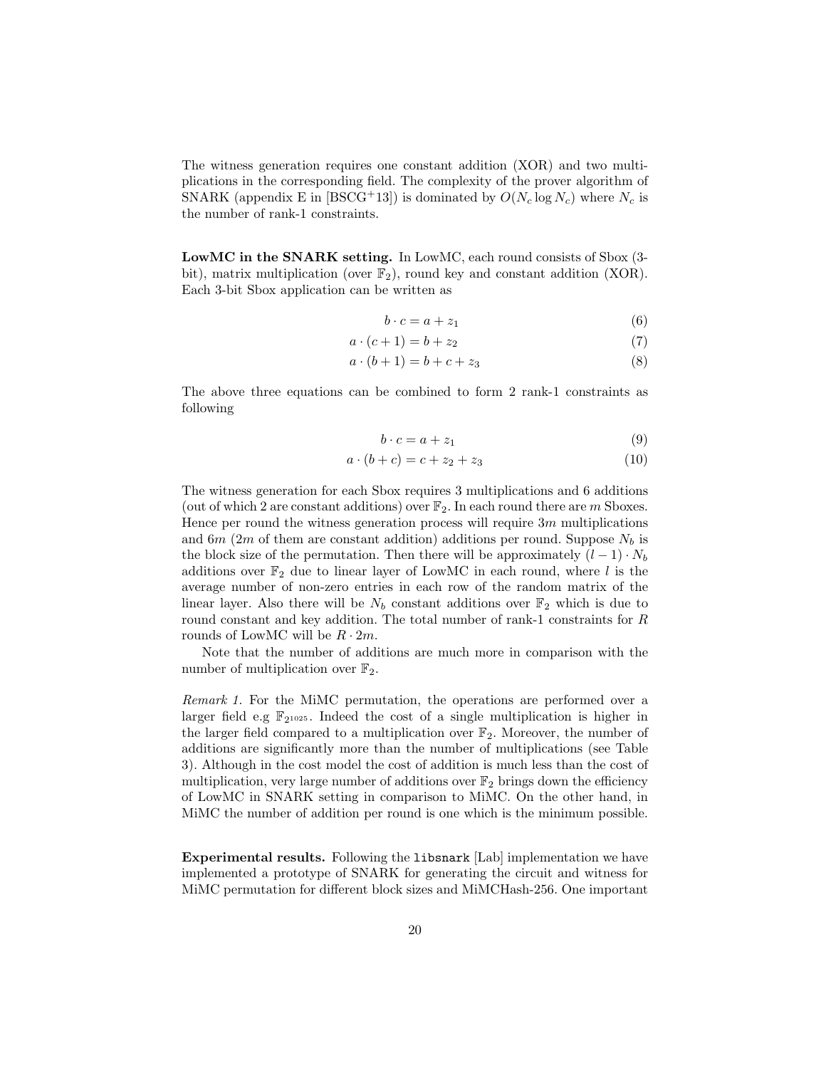The witness generation requires one constant addition (XOR) and two multiplications in the corresponding field. The complexity of the prover algorithm of SNARK (appendix E in [BSCG+13]) is dominated by $O(N_c \log N_c)$ where $N_c$ is the number of rank-1 constraints.

**LowMC in the SNARK setting.** In LowMC, each round consists of Sbox (3-bit), matrix multiplication (over $\mathbb{F}_2$), round key and constant addition (XOR). Each 3-bit Sbox application can be written as

$$b \cdot c = a + z_1 \tag{6}$$

$$a \cdot (c + 1) = b + z_2 \tag{7}$$

$$a \cdot (b + 1) = b + c + z_3 \tag{8}$$

The above three equations can be combined to form 2 rank-1 constraints as following

$$b \cdot c = a + z_1 \tag{9}$$

$$a \cdot (b + c) = c + z_2 + z_3 \tag{10}$$

The witness generation for each Sbox requires 3 multiplications and 6 additions (out of which 2 are constant additions) over $\mathbb{F}_2$. In each round there are $m$ Sboxes. Hence per round the witness generation process will require $3m$ multiplications and $6m$ ($2m$ of them are constant addition) additions per round. Suppose $N_b$ is the block size of the permutation. Then there will be approximately $(l-1) \cdot N_b$ additions over $\mathbb{F}_2$ due to linear layer of LowMC in each round, where $l$ is the average number of non-zero entries in each row of the random matrix of the linear layer. Also there will be $N_b$ constant additions over $\mathbb{F}_2$ which is due to round constant and key addition. The total number of rank-1 constraints for $R$ rounds of LowMC will be $R \cdot 2m$.

Note that the number of additions are much more in comparison with the number of multiplication over $\mathbb{F}_2$.

*Remark 1.* For the MiMC permutation, the operations are performed over a larger field e.g $\mathbb{F}_{2^{1025}}$. Indeed the cost of a single multiplication is higher in the larger field compared to a multiplication over $\mathbb{F}_2$. Moreover, the number of additions are significantly more than the number of multiplications (see Table 3). Although in the cost model the cost of addition is much less than the cost of multiplication, very large number of additions over $\mathbb{F}_2$ brings down the efficiency of LowMC in SNARK setting in comparison to MiMC. On the other hand, in MiMC the number of addition per round is one which is the minimum possible.

**Experimental results.** Following the `libsnark` [Lab] implementation we have implemented a prototype of SNARK for generating the circuit and witness for MiMC permutation for different block sizes and MiMCHash-256. One important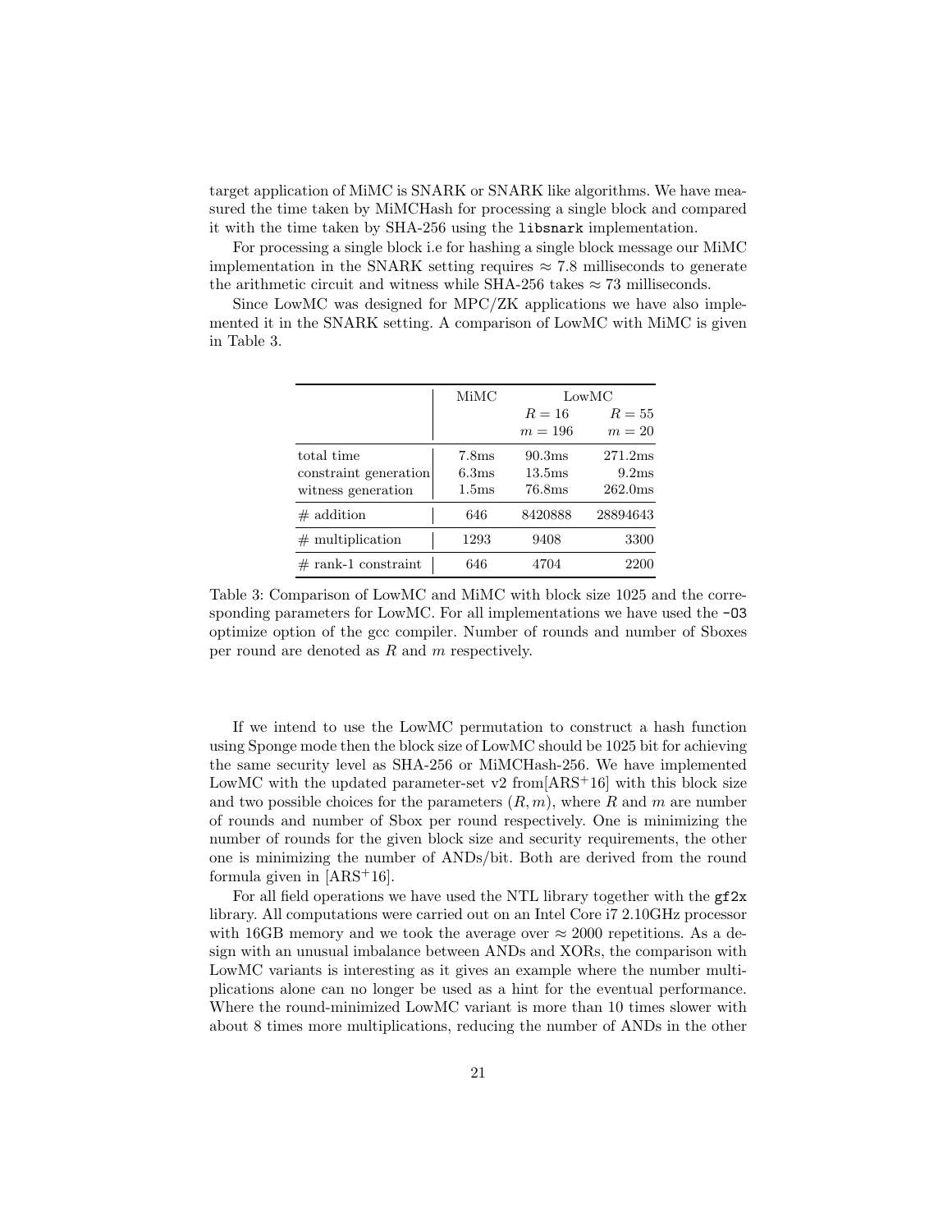target application of MiMC is SNARK or SNARK like algorithms. We have measured the time taken by MiMCHash for processing a single block and compared it with the time taken by SHA-256 using the `libsnark` implementation.

For processing a single block i.e for hashing a single block message our MiMC implementation in the SNARK setting requires $\approx 7.8$ milliseconds to generate the arithmetic circuit and witness while SHA-256 takes $\approx 73$ milliseconds.

Since LowMC was designed for MPC/ZK applications we have also implemented it in the SNARK setting. A comparison of LowMC with MiMC is given in Table 3.

| | MiMC | LowMC | |
|---|---|---|---|
| | | $R = 16$ $m = 196$ | $R = 55$ $m = 20$ |
| total time | 7.8ms | 90.3ms | 271.2ms |
| constraint generation | 6.3ms | 13.5ms | 9.2ms |
| witness generation | 1.5ms | 76.8ms | 262.0ms |
| # addition | 646 | 8420888 | 28894643 |
| # multiplication | 1293 | 9408 | 3300 |
| # rank-1 constraint | 646 | 4704 | 2200 |

Table 3: Comparison of LowMC and MiMC with block size 1025 and the corresponding parameters for LowMC. For all implementations we have used the `-O3` optimize option of the gcc compiler. Number of rounds and number of Sboxes per round are denoted as $R$ and $m$ respectively.

If we intend to use the LowMC permutation to construct a hash function using Sponge mode then the block size of LowMC should be 1025 bit for achieving the same security level as SHA-256 or MiMCHash-256. We have implemented LowMC with the updated parameter-set v2 from[ARS+16] with this block size and two possible choices for the parameters $(R, m)$, where $R$ and $m$ are number of rounds and number of Sbox per round respectively. One is minimizing the number of rounds for the given block size and security requirements, the other one is minimizing the number of ANDs/bit. Both are derived from the round formula given in [ARS+16].

For all field operations we have used the NTL library together with the `gf2x` library. All computations were carried out on an Intel Core i7 2.10GHz processor with 16GB memory and we took the average over $\approx 2000$ repetitions. As a design with an unusual imbalance between ANDs and XORs, the comparison with LowMC variants is interesting as it gives an example where the number multiplications alone can no longer be used as a hint for the eventual performance. Where the round-minimized LowMC variant is more than 10 times slower with about 8 times more multiplications, reducing the number of ANDs in the other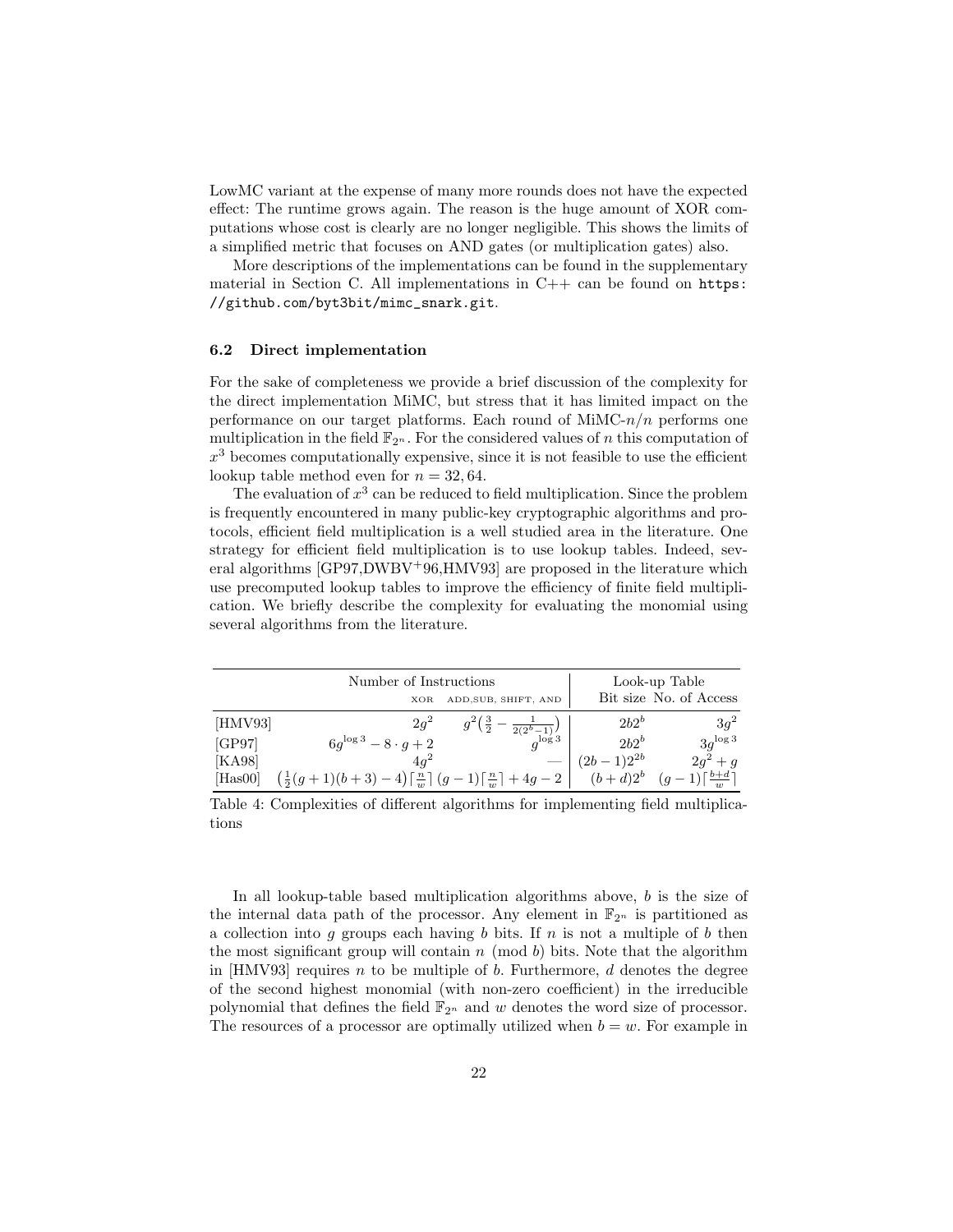LowMC variant at the expense of many more rounds does not have the expected effect: The runtime grows again. The reason is the huge amount of XOR computations whose cost is clearly are no longer negligible. This shows the limits of a simplified metric that focuses on AND gates (or multiplication gates) also.

More descriptions of the implementations can be found in the supplementary material in Section C. All implementations in C++ can be found on `https://github.com/byt3bit/mimc_snark.git`.

### 6.2 Direct implementation

For the sake of completeness we provide a brief discussion of the complexity for the direct implementation MiMC, but stress that it has limited impact on the performance on our target platforms. Each round of MiMC-$n/n$ performs one multiplication in the field $\mathbb{F}_{2^n}$. For the considered values of $n$ this computation of $x^3$ becomes computationally expensive, since it is not feasible to use the efficient lookup table method even for $n = 32, 64$.

The evaluation of $x^3$ can be reduced to field multiplication. Since the problem is frequently encountered in many public-key cryptographic algorithms and protocols, efficient field multiplication is a well studied area in the literature. One strategy for efficient field multiplication is to use lookup tables. Indeed, several algorithms [GP97,DWBV+96,HMV93] are proposed in the literature which use precomputed lookup tables to improve the efficiency of finite field multiplication. We briefly describe the complexity for evaluating the monomial using several algorithms from the literature.

| | Number of Instructions | | Look-up Table | |
|---|---|---|---|---|
| | XOR | ADD,SUB, SHIFT, AND | Bit size | No. of Access |
| [HMV93] | $2g^2$ | $g^2\left(\frac{3}{2} - \frac{1}{2(2^b-1)}\right)$ | $2b2^b$ | $3g^2$ |
| [GP97] | $6g^{\log 3} - 8 \cdot g + 2$ | $g^{\log 3}$ | $2b2^b$ | $3g^{\log 3}$ |
| [KA98] | $4g^2$ | — | $(2b-1)2^{2b}$ | $2g^2 + g$ |
| [Has00] | $\left(\frac{1}{2}(g+1)(b+3) - 4\right)\lceil\frac{n}{w}\rceil$ | $(g-1)\lceil\frac{n}{w}\rceil + 4g - 2$ | $(b+d)2^b$ | $(g-1)\lceil\frac{b+d}{w}\rceil$ |

Table 4: Complexities of different algorithms for implementing field multiplications

In all lookup-table based multiplication algorithms above, $b$ is the size of the internal data path of the processor. Any element in $\mathbb{F}_{2^n}$ is partitioned as a collection into $g$ groups each having $b$ bits. If $n$ is not a multiple of $b$ then the most significant group will contain $n \pmod{b}$ bits. Note that the algorithm in [HMV93] requires $n$ to be multiple of $b$. Furthermore, $d$ denotes the degree of the second highest monomial (with non-zero coefficient) in the irreducible polynomial that defines the field $\mathbb{F}_{2^n}$ and $w$ denotes the word size of processor. The resources of a processor are optimally utilized when $b = w$. For example in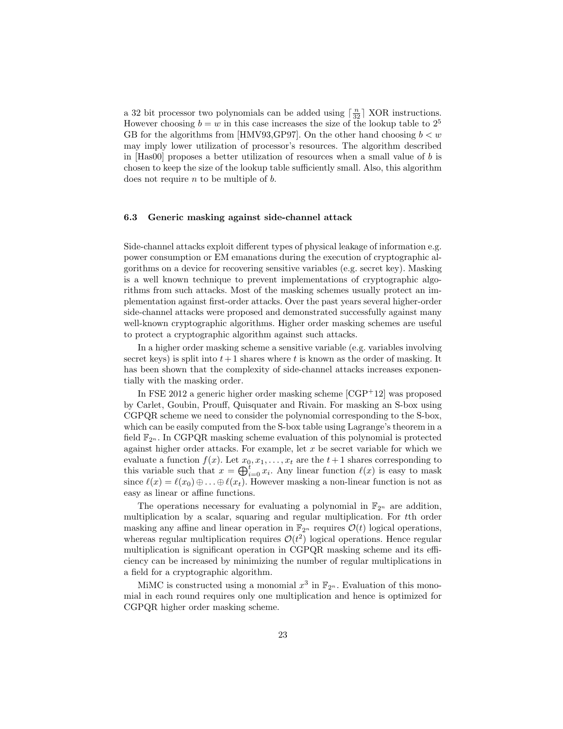a 32 bit processor two polynomials can be added using $\lceil \frac{n}{32} \rceil$ XOR instructions. However choosing $b = w$ in this case increases the size of the lookup table to $2^5$ GB for the algorithms from [HMV93,GP97]. On the other hand choosing $b < w$ may imply lower utilization of processor's resources. The algorithm described in [Has00] proposes a better utilization of resources when a small value of $b$ is chosen to keep the size of the lookup table sufficiently small. Also, this algorithm does not require $n$ to be multiple of $b$.

### 6.3 Generic masking against side-channel attack

Side-channel attacks exploit different types of physical leakage of information e.g. power consumption or EM emanations during the execution of cryptographic algorithms on a device for recovering sensitive variables (e.g. secret key). Masking is a well known technique to prevent implementations of cryptographic algorithms from such attacks. Most of the masking schemes usually protect an implementation against first-order attacks. Over the past years several higher-order side-channel attacks were proposed and demonstrated successfully against many well-known cryptographic algorithms. Higher order masking schemes are useful to protect a cryptographic algorithm against such attacks.

In a higher order masking scheme a sensitive variable (e.g. variables involving secret keys) is split into $t+1$ shares where $t$ is known as the order of masking. It has been shown that the complexity of side-channel attacks increases exponentially with the masking order.

In FSE 2012 a generic higher order masking scheme [CGP+12] was proposed by Carlet, Goubin, Prouff, Quisquater and Rivain. For masking an S-box using CGPQR scheme we need to consider the polynomial corresponding to the S-box, which can be easily computed from the S-box table using Lagrange's theorem in a field $\mathbb{F}_{2^n}$. In CGPQR masking scheme evaluation of this polynomial is protected against higher order attacks. For example, let $x$ be secret variable for which we evaluate a function $f(x)$. Let $x_0, x_1, \ldots, x_t$ are the $t+1$ shares corresponding to this variable such that $x = \bigoplus_{i=0}^{t} x_i$. Any linear function $\ell(x)$ is easy to mask since $\ell(x) = \ell(x_0) \oplus \ldots \oplus \ell(x_t)$. However masking a non-linear function is not as easy as linear or affine functions.

The operations necessary for evaluating a polynomial in $\mathbb{F}_{2^n}$ are addition, multiplication by a scalar, squaring and regular multiplication. For $t$th order masking any affine and linear operation in $\mathbb{F}_{2^n}$ requires $\mathcal{O}(t)$ logical operations, whereas regular multiplication requires $\mathcal{O}(t^2)$ logical operations. Hence regular multiplication is significant operation in CGPQR masking scheme and its efficiency can be increased by minimizing the number of regular multiplications in a field for a cryptographic algorithm.

MiMC is constructed using a monomial $x^3$ in $\mathbb{F}_{2^n}$. Evaluation of this monomial in each round requires only one multiplication and hence is optimized for CGPQR higher order masking scheme.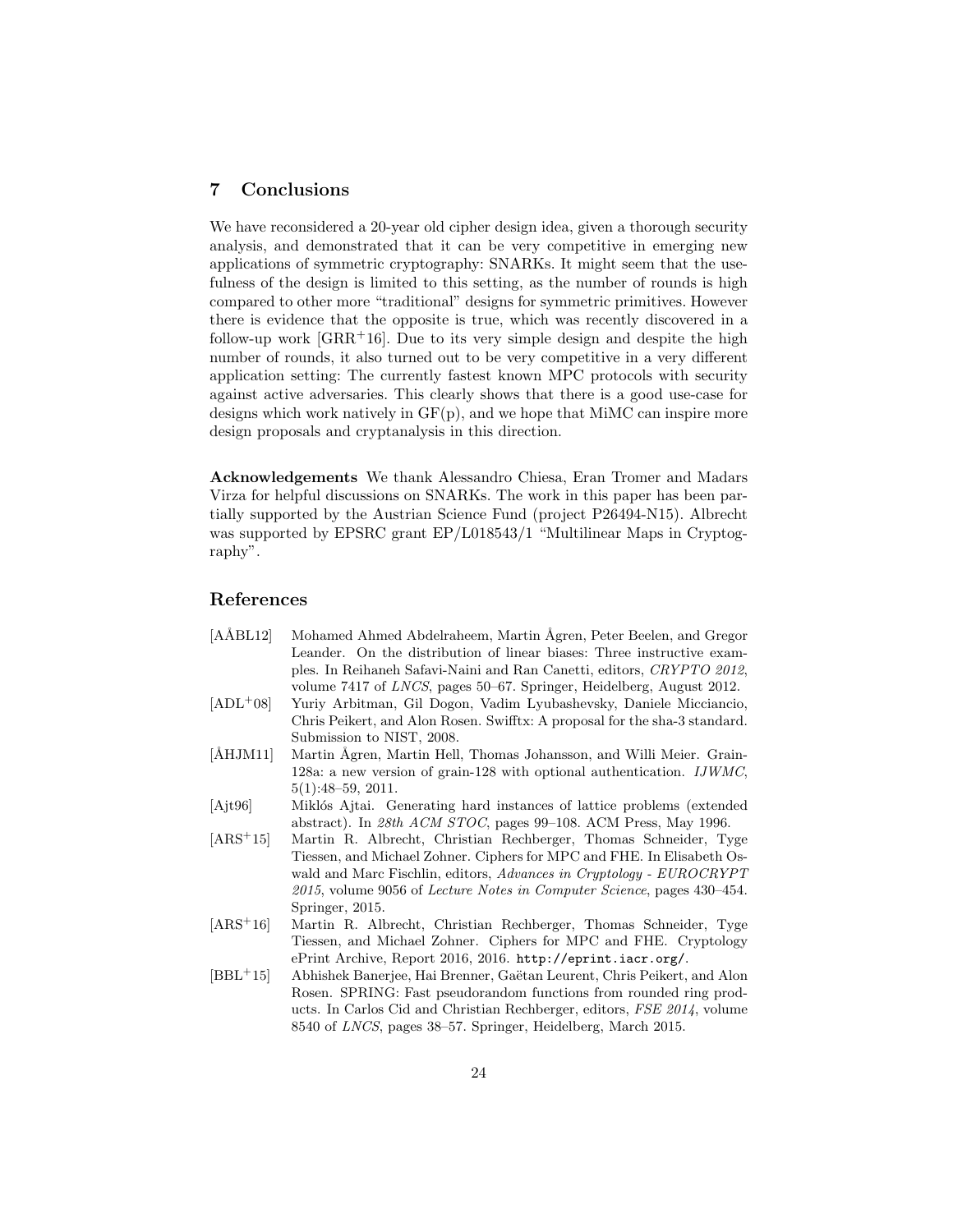## 7 Conclusions

We have reconsidered a 20-year old cipher design idea, given a thorough security analysis, and demonstrated that it can be very competitive in emerging new applications of symmetric cryptography: SNARKs. It might seem that the usefulness of the design is limited to this setting, as the number of rounds is high compared to other more "traditional" designs for symmetric primitives. However there is evidence that the opposite is true, which was recently discovered in a follow-up work [GRR+16]. Due to its very simple design and despite the high number of rounds, it also turned out to be very competitive in a very different application setting: The currently fastest known MPC protocols with security against active adversaries. This clearly shows that there is a good use-case for designs which work natively in GF(p), and we hope that MiMC can inspire more design proposals and cryptanalysis in this direction.

**Acknowledgements** We thank Alessandro Chiesa, Eran Tromer and Madars Virza for helpful discussions on SNARKs. The work in this paper has been partially supported by the Austrian Science Fund (project P26494-N15). Albrecht was supported by EPSRC grant EP/L018543/1 "Multilinear Maps in Cryptography".

## References

[AÅBL12] Mohamed Ahmed Abdelraheem, Martin Ågren, Peter Beelen, and Gregor Leander. On the distribution of linear biases: Three instructive examples. In Reihaneh Safavi-Naini and Ran Canetti, editors, *CRYPTO 2012*, volume 7417 of *LNCS*, pages 50–67. Springer, Heidelberg, August 2012.

[ADL+08] Yuriy Arbitman, Gil Dogon, Vadim Lyubashevsky, Daniele Micciancio, Chris Peikert, and Alon Rosen. Swifftx: A proposal for the sha-3 standard. Submission to NIST, 2008.

[ÅHJM11] Martin Ågren, Martin Hell, Thomas Johansson, and Willi Meier. Grain-128a: a new version of grain-128 with optional authentication. *IJWMC*, 5(1):48–59, 2011.

[Ajt96] Miklós Ajtai. Generating hard instances of lattice problems (extended abstract). In *28th ACM STOC*, pages 99–108. ACM Press, May 1996.

[ARS+15] Martin R. Albrecht, Christian Rechberger, Thomas Schneider, Tyge Tiessen, and Michael Zohner. Ciphers for MPC and FHE. In Elisabeth Oswald and Marc Fischlin, editors, *Advances in Cryptology - EUROCRYPT 2015*, volume 9056 of *Lecture Notes in Computer Science*, pages 430–454. Springer, 2015.

[ARS+16] Martin R. Albrecht, Christian Rechberger, Thomas Schneider, Tyge Tiessen, and Michael Zohner. Ciphers for MPC and FHE. Cryptology ePrint Archive, Report 2016, 2016. http://eprint.iacr.org/.

[BBL+15] Abhishek Banerjee, Hai Brenner, Gaëtan Leurent, Chris Peikert, and Alon Rosen. SPRING: Fast pseudorandom functions from rounded ring products. In Carlos Cid and Christian Rechberger, editors, *FSE 2014*, volume 8540 of *LNCS*, pages 38–57. Springer, Heidelberg, March 2015.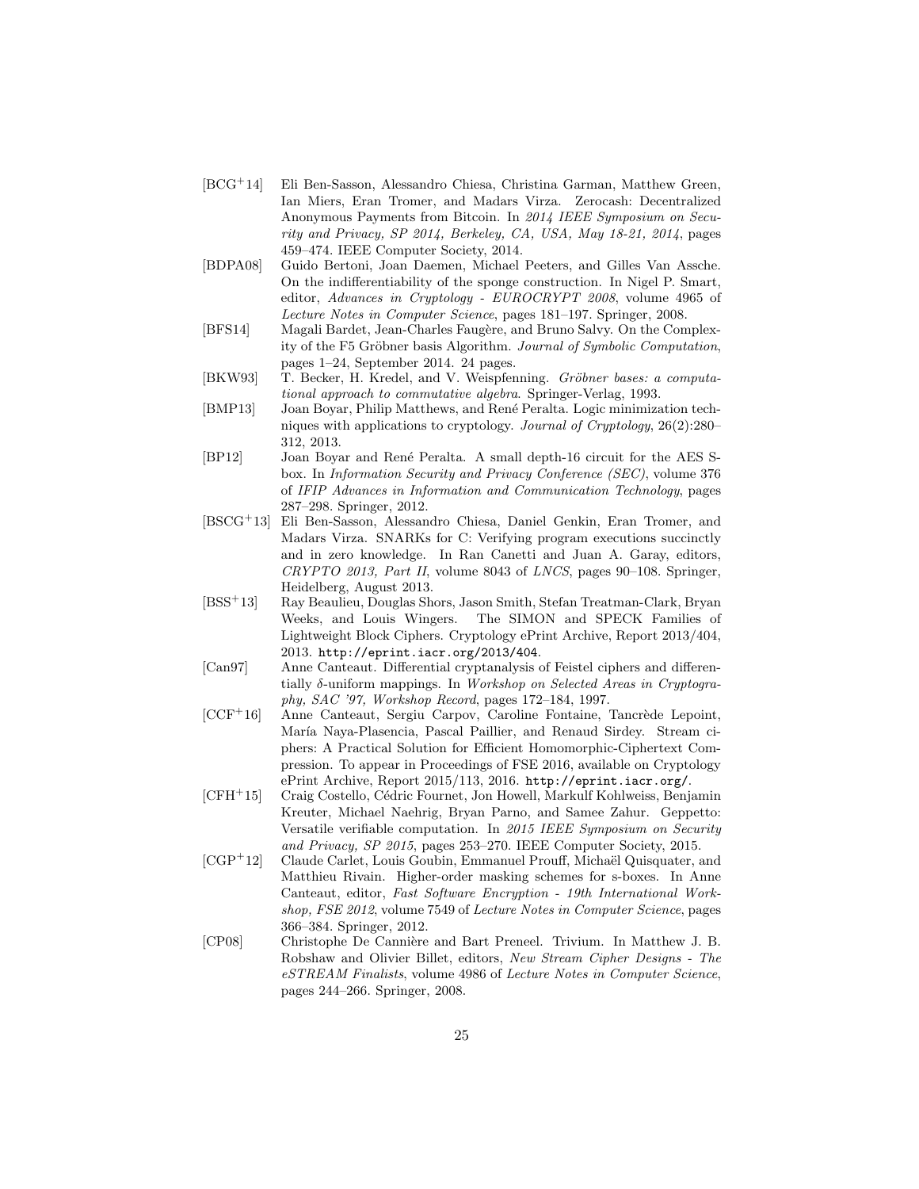- [BCG[+]14] Eli Ben-Sasson, Alessandro Chiesa, Christina Garman, Matthew Green, Ian Miers, Eran Tromer, and Madars Virza. Zerocash: Decentralized Anonymous Payments from Bitcoin. In *2014 IEEE Symposium on Security and Privacy, SP 2014, Berkeley, CA, USA, May 18-21, 2014*, pages 459–474. IEEE Computer Society, 2014.
- [BDPA08] Guido Bertoni, Joan Daemen, Michael Peeters, and Gilles Van Assche. On the indifferentiability of the sponge construction. In Nigel P. Smart, editor, *Advances in Cryptology - EUROCRYPT 2008*, volume 4965 of *Lecture Notes in Computer Science*, pages 181–197. Springer, 2008.
- [BFS14] Magali Bardet, Jean-Charles Faugère, and Bruno Salvy. On the Complexity of the F5 Gröbner basis Algorithm. *Journal of Symbolic Computation*, pages 1–24, September 2014. 24 pages.
- [BKW93] T. Becker, H. Kredel, and V. Weispfenning. *Gröbner bases: a computational approach to commutative algebra*. Springer-Verlag, 1993.
- [BMP13] Joan Boyar, Philip Matthews, and René Peralta. Logic minimization techniques with applications to cryptology. *Journal of Cryptology*, 26(2):280–312, 2013.
- [BP12] Joan Boyar and René Peralta. A small depth-16 circuit for the AES S-box. In *Information Security and Privacy Conference (SEC)*, volume 376 of *IFIP Advances in Information and Communication Technology*, pages 287–298. Springer, 2012.
- [BSCG[+]13] Eli Ben-Sasson, Alessandro Chiesa, Daniel Genkin, Eran Tromer, and Madars Virza. SNARKs for C: Verifying program executions succinctly and in zero knowledge. In Ran Canetti and Juan A. Garay, editors, *CRYPTO 2013, Part II*, volume 8043 of *LNCS*, pages 90–108. Springer, Heidelberg, August 2013.
- [BSS[+]13] Ray Beaulieu, Douglas Shors, Jason Smith, Stefan Treatman-Clark, Bryan Weeks, and Louis Wingers. The SIMON and SPECK Families of Lightweight Block Ciphers. Cryptology ePrint Archive, Report 2013/404, 2013. `http://eprint.iacr.org/2013/404`.
- [Can97] Anne Canteaut. Differential cryptanalysis of Feistel ciphers and differentially $\delta$-uniform mappings. In *Workshop on Selected Areas in Cryptography, SAC '97, Workshop Record*, pages 172–184, 1997.
- [CCF[+]16] Anne Canteaut, Sergiu Carpov, Caroline Fontaine, Tancrède Lepoint, María Naya-Plasencia, Pascal Paillier, and Renaud Sirdey. Stream ciphers: A Practical Solution for Efficient Homomorphic-Ciphertext Compression. To appear in Proceedings of FSE 2016, available on Cryptology ePrint Archive, Report 2015/113, 2016. `http://eprint.iacr.org/`.
- [CFH[+]15] Craig Costello, Cédric Fournet, Jon Howell, Markulf Kohlweiss, Benjamin Kreuter, Michael Naehrig, Bryan Parno, and Samee Zahur. Geppetto: Versatile verifiable computation. In *2015 IEEE Symposium on Security and Privacy, SP 2015*, pages 253–270. IEEE Computer Society, 2015.
- [CGP[+]12] Claude Carlet, Louis Goubin, Emmanuel Prouff, Michaël Quisquater, and Matthieu Rivain. Higher-order masking schemes for s-boxes. In Anne Canteaut, editor, *Fast Software Encryption - 19th International Workshop, FSE 2012*, volume 7549 of *Lecture Notes in Computer Science*, pages 366–384. Springer, 2012.
- [CP08] Christophe De Cannière and Bart Preneel. Trivium. In Matthew J. B. Robshaw and Olivier Billet, editors, *New Stream Cipher Designs - The eSTREAM Finalists*, volume 4986 of *Lecture Notes in Computer Science*, pages 244–266. Springer, 2008.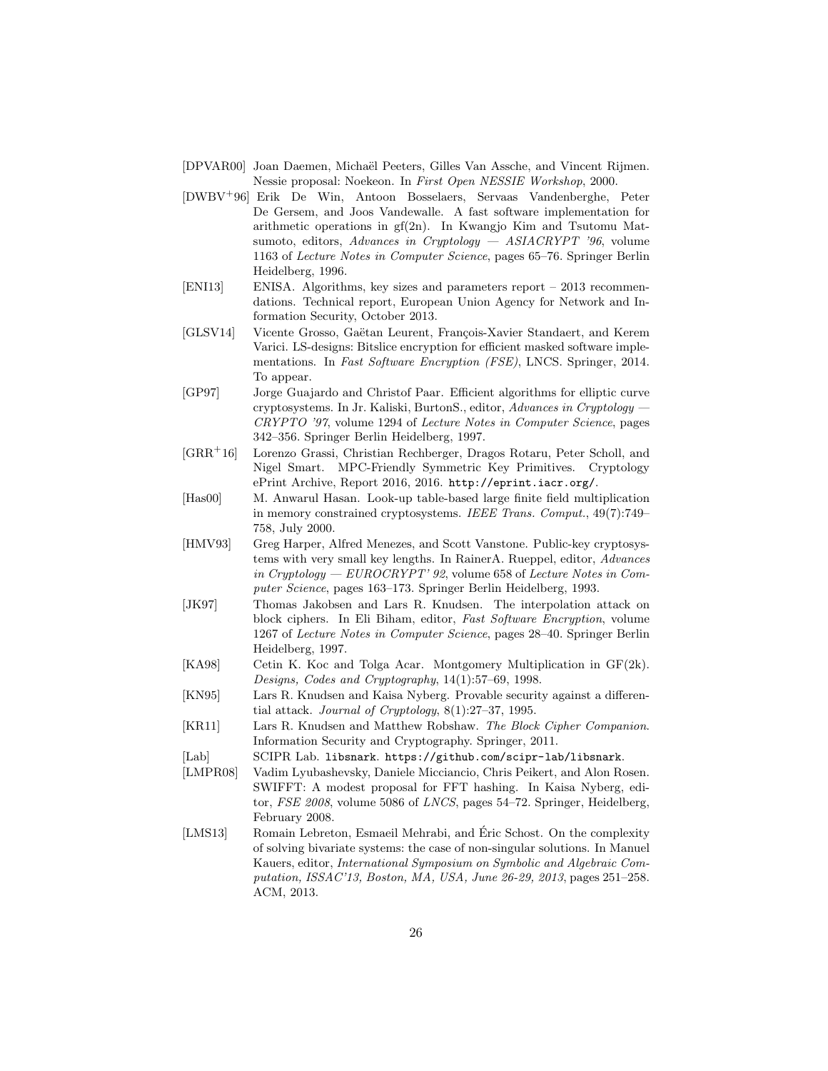[DPVAR00] Joan Daemen, Michaël Peeters, Gilles Van Assche, and Vincent Rijmen. Nessie proposal: Noekeon. In *First Open NESSIE Workshop*, 2000.

[DWBV+96] Erik De Win, Antoon Bosselaers, Servaas Vandenberghe, Peter De Gersem, and Joos Vandewalle. A fast software implementation for arithmetic operations in gf(2n). In Kwangjo Kim and Tsutomu Matsumoto, editors, *Advances in Cryptology — ASIACRYPT '96*, volume 1163 of *Lecture Notes in Computer Science*, pages 65–76. Springer Berlin Heidelberg, 1996.

[ENI13] ENISA. Algorithms, key sizes and parameters report – 2013 recommendations. Technical report, European Union Agency for Network and Information Security, October 2013.

[GLSV14] Vicente Grosso, Gaëtan Leurent, François-Xavier Standaert, and Kerem Varici. LS-designs: Bitslice encryption for efficient masked software implementations. In *Fast Software Encryption (FSE)*, LNCS. Springer, 2014. To appear.

[GP97] Jorge Guajardo and Christof Paar. Efficient algorithms for elliptic curve cryptosystems. In Jr. Kaliski, BurtonS., editor, *Advances in Cryptology — CRYPTO '97*, volume 1294 of *Lecture Notes in Computer Science*, pages 342–356. Springer Berlin Heidelberg, 1997.

[GRR+16] Lorenzo Grassi, Christian Rechberger, Dragos Rotaru, Peter Scholl, and Nigel Smart. MPC-Friendly Symmetric Key Primitives. Cryptology ePrint Archive, Report 2016, 2016. `http://eprint.iacr.org/`.

[Has00] M. Anwarul Hasan. Look-up table-based large finite field multiplication in memory constrained cryptosystems. *IEEE Trans. Comput.*, 49(7):749–758, July 2000.

[HMV93] Greg Harper, Alfred Menezes, and Scott Vanstone. Public-key cryptosystems with very small key lengths. In RainerA. Rueppel, editor, *Advances in Cryptology — EUROCRYPT' 92*, volume 658 of *Lecture Notes in Computer Science*, pages 163–173. Springer Berlin Heidelberg, 1993.

[JK97] Thomas Jakobsen and Lars R. Knudsen. The interpolation attack on block ciphers. In Eli Biham, editor, *Fast Software Encryption*, volume 1267 of *Lecture Notes in Computer Science*, pages 28–40. Springer Berlin Heidelberg, 1997.

[KA98] Cetin K. Koc and Tolga Acar. Montgomery Multiplication in GF(2k). *Designs, Codes and Cryptography*, 14(1):57–69, 1998.

[KN95] Lars R. Knudsen and Kaisa Nyberg. Provable security against a differential attack. *Journal of Cryptology*, 8(1):27–37, 1995.

[KR11] Lars R. Knudsen and Matthew Robshaw. *The Block Cipher Companion*. Information Security and Cryptography. Springer, 2011.

[Lab] SCIPR Lab. `libsnark`. `https://github.com/scipr-lab/libsnark`.

[LMPR08] Vadim Lyubashevsky, Daniele Micciancio, Chris Peikert, and Alon Rosen. SWIFFT: A modest proposal for FFT hashing. In Kaisa Nyberg, editor, *FSE 2008*, volume 5086 of *LNCS*, pages 54–72. Springer, Heidelberg, February 2008.

[LMS13] Romain Lebreton, Esmaeil Mehrabi, and Éric Schost. On the complexity of solving bivariate systems: the case of non-singular solutions. In Manuel Kauers, editor, *International Symposium on Symbolic and Algebraic Computation, ISSAC'13, Boston, MA, USA, June 26-29, 2013*, pages 251–258. ACM, 2013.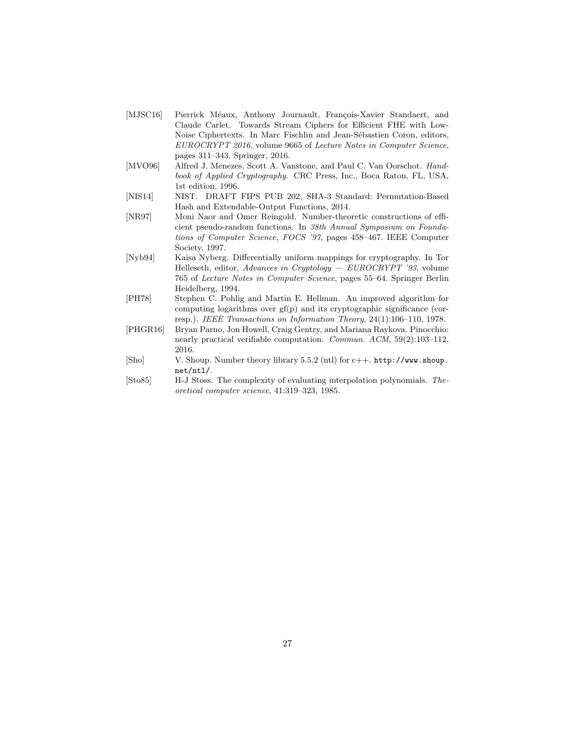[MJSC16] Pierrick Méaux, Anthony Journault, François-Xavier Standaert, and Claude Carlet. Towards Stream Ciphers for Efficient FHE with Low-Noise Ciphertexts. In Marc Fischlin and Jean-Sébastien Coron, editors, *EUROCRYPT 2016*, volume 9665 of *Lecture Notes in Computer Science*, pages 311–343. Springer, 2016.

[MVO96] Alfred J. Menezes, Scott A. Vanstone, and Paul C. Van Oorschot. *Handbook of Applied Cryptography*. CRC Press, Inc., Boca Raton, FL, USA, 1st edition, 1996.

[NIS14] NIST. DRAFT FIPS PUB 202, SHA-3 Standard: Permutation-Based Hash and Extendable-Output Functions, 2014.

[NR97] Moni Naor and Omer Reingold. Number-theoretic constructions of efficient pseudo-random functions. In *38th Annual Symposium on Foundations of Computer Science, FOCS '97*, pages 458–467. IEEE Computer Society, 1997.

[Nyb94] Kaisa Nyberg. Differentially uniform mappings for cryptography. In Tor Helleseth, editor, *Advances in Cryptology — EUROCRYPT '93*, volume 765 of *Lecture Notes in Computer Science*, pages 55–64. Springer Berlin Heidelberg, 1994.

[PH78] Stephen C. Pohlig and Martin E. Hellman. An improved algorithm for computing logarithms over gf(p) and its cryptographic significance (corresp.). *IEEE Transactions on Information Theory*, 24(1):106–110, 1978.

[PHGR16] Bryan Parno, Jon Howell, Craig Gentry, and Mariana Raykova. Pinocchio: nearly practical verifiable computation. *Commun. ACM*, 59(2):103–112, 2016.

[Sho] V. Shoup. Number theory library 5.5.2 (ntl) for c++. `http://www.shoup.net/ntl/`.

[Sto85] H-J Stoss. The complexity of evaluating interpolation polynomials. *Theoretical computer science*, 41:319–323, 1985.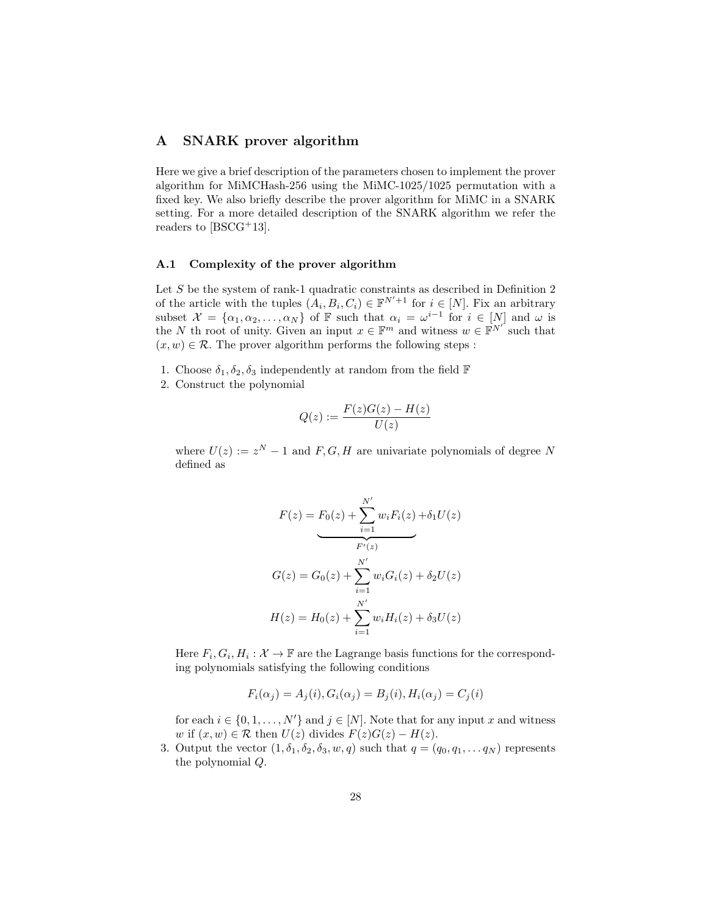## A SNARK prover algorithm

Here we give a brief description of the parameters chosen to implement the prover algorithm for MiMCHash-256 using the MiMC-1025/1025 permutation with a fixed key. We also briefly describe the prover algorithm for MiMC in a SNARK setting. For a more detailed description of the SNARK algorithm we refer the readers to [BSCG+13].

### A.1 Complexity of the prover algorithm

Let $S$ be the system of rank-1 quadratic constraints as described in Definition 2 of the article with the tuples $(A_i, B_i, C_i) \in \mathbb{F}^{N'+1}$ for $i \in [N]$. Fix an arbitrary subset $\mathcal{X} = \{\alpha_1, \alpha_2, \ldots, \alpha_N\}$ of $\mathbb{F}$ such that $\alpha_i = \omega^{i-1}$ for $i \in [N]$ and $\omega$ is the $N$ th root of unity. Given an input $x \in \mathbb{F}^m$ and witness $w \in \mathbb{F}^{N'}$ such that $(x, w) \in \mathcal{R}$. The prover algorithm performs the following steps :

1. Choose $\delta_1, \delta_2, \delta_3$ independently at random from the field $\mathbb{F}$
2. Construct the polynomial

$$Q(z) := \frac{F(z)G(z) - H(z)}{U(z)}$$

   where $U(z) := z^N - 1$ and $F, G, H$ are univariate polynomials of degree $N$ defined as

$$F(z) = \underbrace{F_0(z) + \sum_{i=1}^{N'} w_i F_i(z)}_{F'(z)} + \delta_1 U(z)$$

$$G(z) = G_0(z) + \sum_{i=1}^{N'} w_i G_i(z) + \delta_2 U(z)$$

$$H(z) = H_0(z) + \sum_{i=1}^{N'} w_i H_i(z) + \delta_3 U(z)$$

   Here $F_i, G_i, H_i : \mathcal{X} \to \mathbb{F}$ are the Lagrange basis functions for the corresponding polynomials satisfying the following conditions

$$F_i(\alpha_j) = A_j(i), G_i(\alpha_j) = B_j(i), H_i(\alpha_j) = C_j(i)$$

   for each $i \in \{0, 1, \ldots, N'\}$ and $j \in [N]$. Note that for any input $x$ and witness $w$ if $(x, w) \in \mathcal{R}$ then $U(z)$ divides $F(z)G(z) - H(z)$.
3. Output the vector $(1, \delta_1, \delta_2, \delta_3, w, q)$ such that $q = (q_0, q_1, \ldots q_N)$ represents the polynomial $Q$.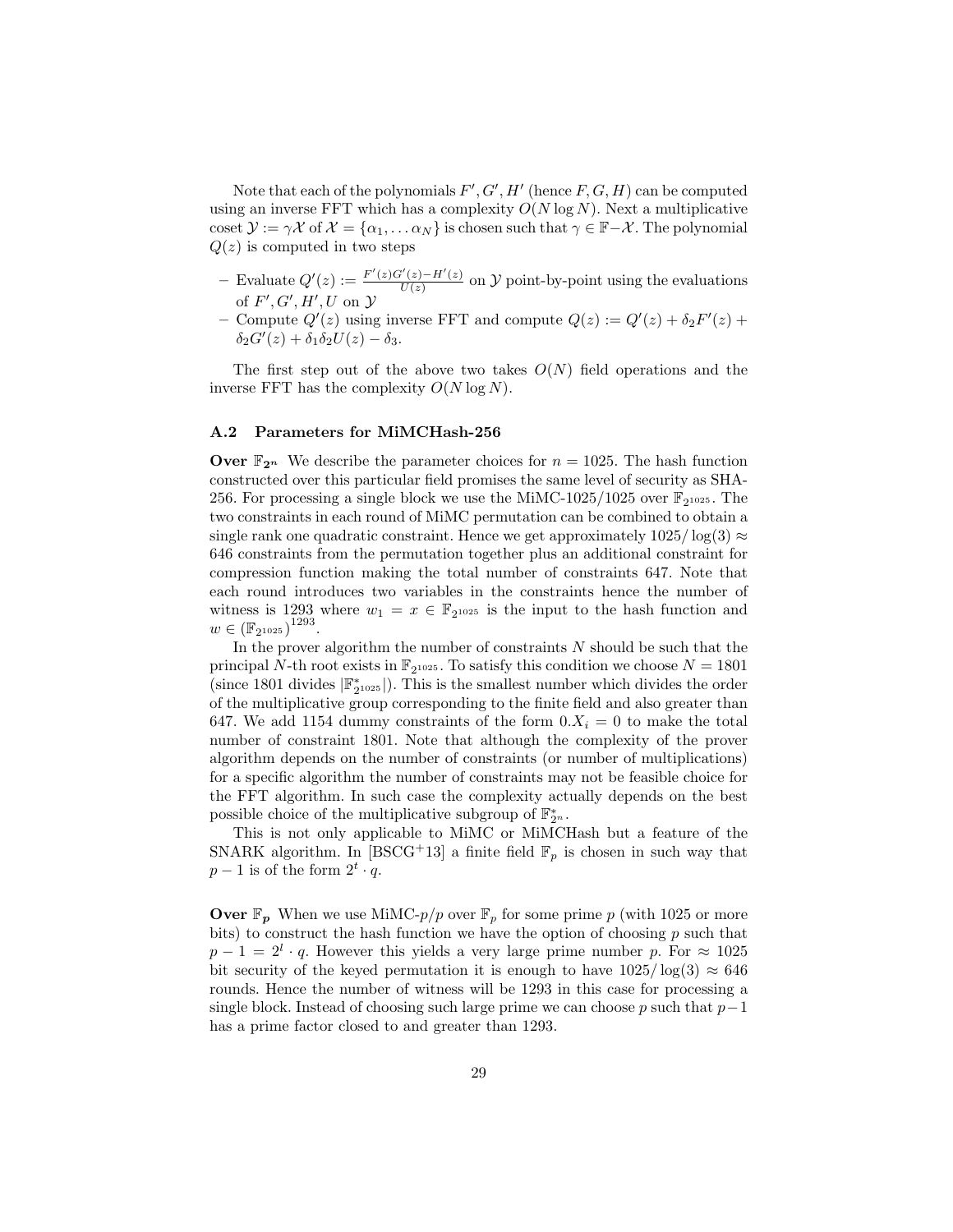Note that each of the polynomials $F', G', H'$ (hence $F, G, H$) can be computed using an inverse FFT which has a complexity $O(N \log N)$. Next a multiplicative coset $\mathcal{Y} := \gamma\mathcal{X}$ of $\mathcal{X} = \{\alpha_1, \ldots \alpha_N\}$ is chosen such that $\gamma \in \mathbb{F} - \mathcal{X}$. The polynomial $Q(z)$ is computed in two steps

- Evaluate $Q'(z) := \frac{F'(z)G'(z) - H'(z)}{U(z)}$ on $\mathcal{Y}$ point-by-point using the evaluations of $F', G', H', U$ on $\mathcal{Y}$
- Compute $Q'(z)$ using inverse FFT and compute $Q(z) := Q'(z) + \delta_2 F'(z) + \delta_2 G'(z) + \delta_1 \delta_2 U(z) - \delta_3$.

The first step out of the above two takes $O(N)$ field operations and the inverse FFT has the complexity $O(N \log N)$.

### A.2 Parameters for MiMCHash-256

**Over $\mathbb{F}_{2^n}$** We describe the parameter choices for $n = 1025$. The hash function constructed over this particular field promises the same level of security as SHA-256. For processing a single block we use the MiMC-1025/1025 over $\mathbb{F}_{2^{1025}}$. The two constraints in each round of MiMC permutation can be combined to obtain a single rank one quadratic constraint. Hence we get approximately $1025/\log(3) \approx 646$ constraints from the permutation together plus an additional constraint for compression function making the total number of constraints 647. Note that each round introduces two variables in the constraints hence the number of witness is 1293 where $w_1 = x \in \mathbb{F}_{2^{1025}}$ is the input to the hash function and $w \in (\mathbb{F}_{2^{1025}})^{1293}$.

In the prover algorithm the number of constraints $N$ should be such that the principal $N$-th root exists in $\mathbb{F}_{2^{1025}}$. To satisfy this condition we choose $N = 1801$ (since 1801 divides $|\mathbb{F}^*_{2^{1025}}|$). This is the smallest number which divides the order of the multiplicative group corresponding to the finite field and also greater than 647. We add 1154 dummy constraints of the form $0.X_i = 0$ to make the total number of constraint 1801. Note that although the complexity of the prover algorithm depends on the number of constraints (or number of multiplications) for a specific algorithm the number of constraints may not be feasible choice for the FFT algorithm. In such case the complexity actually depends on the best possible choice of the multiplicative subgroup of $\mathbb{F}^*_{2^n}$.

This is not only applicable to MiMC or MiMCHash but a feature of the SNARK algorithm. In [BSCG+13] a finite field $\mathbb{F}_p$ is chosen in such way that $p - 1$ is of the form $2^t \cdot q$.

**Over $\mathbb{F}_p$** When we use MiMC-$p/p$ over $\mathbb{F}_p$ for some prime $p$ (with 1025 or more bits) to construct the hash function we have the option of choosing $p$ such that $p - 1 = 2^l \cdot q$. However this yields a very large prime number $p$. For $\approx 1025$ bit security of the keyed permutation it is enough to have $1025/\log(3) \approx 646$ rounds. Hence the number of witness will be 1293 in this case for processing a single block. Instead of choosing such large prime we can choose $p$ such that $p-1$ has a prime factor closed to and greater than 1293.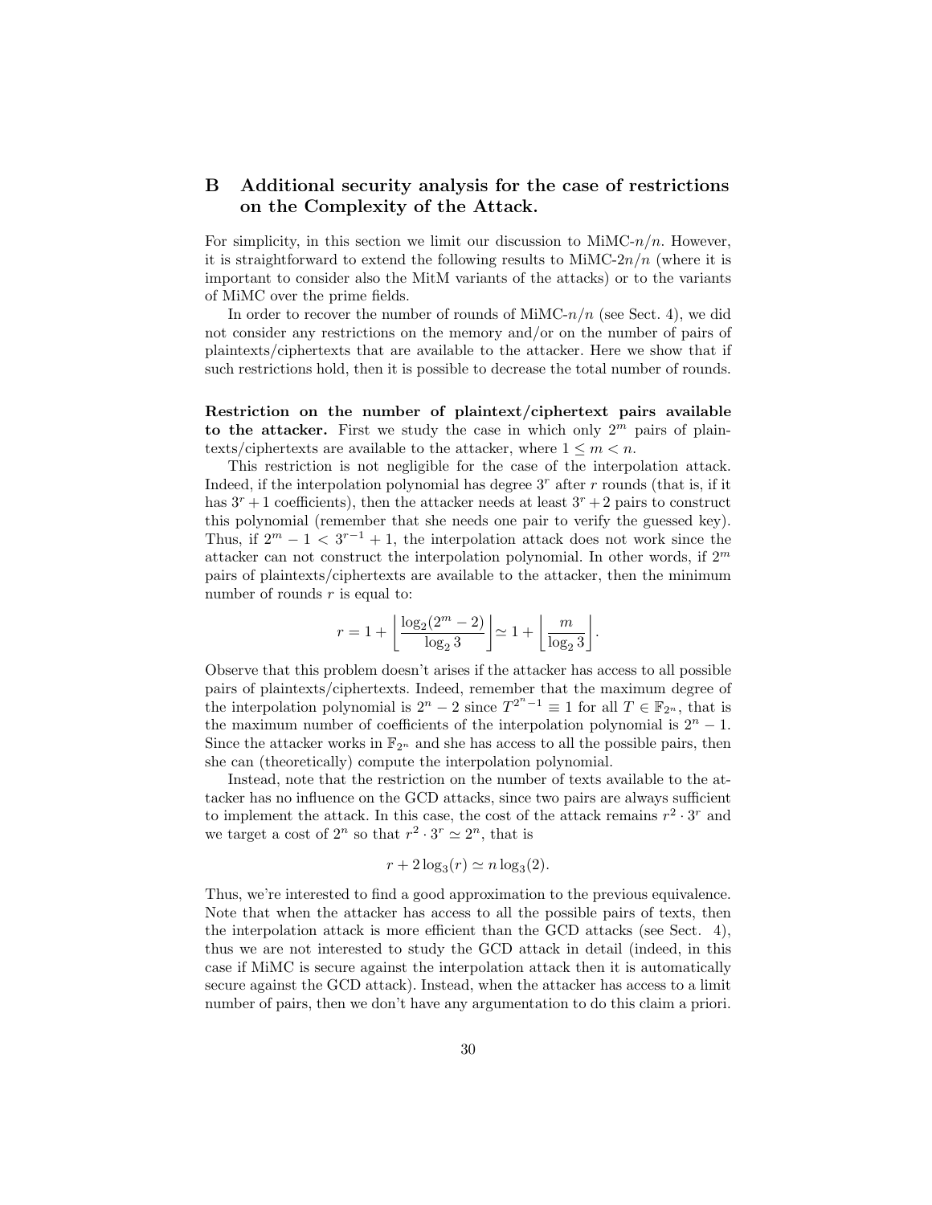## B Additional security analysis for the case of restrictions on the Complexity of the Attack.

For simplicity, in this section we limit our discussion to MiMC-$n/n$. However, it is straightforward to extend the following results to MiMC-$2n/n$ (where it is important to consider also the MitM variants of the attacks) or to the variants of MiMC over the prime fields.

In order to recover the number of rounds of MiMC-$n/n$ (see Sect. 4), we did not consider any restrictions on the memory and/or on the number of pairs of plaintexts/ciphertexts that are available to the attacker. Here we show that if such restrictions hold, then it is possible to decrease the total number of rounds.

**Restriction on the number of plaintext/ciphertext pairs available to the attacker.** First we study the case in which only $2^m$ pairs of plaintexts/ciphertexts are available to the attacker, where $1 \leq m < n$.

This restriction is not negligible for the case of the interpolation attack. Indeed, if the interpolation polynomial has degree $3^r$ after $r$ rounds (that is, if it has $3^r + 1$ coefficients), then the attacker needs at least $3^r + 2$ pairs to construct this polynomial (remember that she needs one pair to verify the guessed key). Thus, if $2^m - 1 < 3^{r-1} + 1$, the interpolation attack does not work since the attacker can not construct the interpolation polynomial. In other words, if $2^m$ pairs of plaintexts/ciphertexts are available to the attacker, then the minimum number of rounds $r$ is equal to:

$$r = 1 + \left\lfloor \frac{\log_2(2^m - 2)}{\log_2 3} \right\rfloor \simeq 1 + \left\lfloor \frac{m}{\log_2 3} \right\rfloor.$$

Observe that this problem doesn't arises if the attacker has access to all possible pairs of plaintexts/ciphertexts. Indeed, remember that the maximum degree of the interpolation polynomial is $2^n - 2$ since $T^{2^n-1} \equiv 1$ for all $T \in \mathbb{F}_{2^n}$, that is the maximum number of coefficients of the interpolation polynomial is $2^n - 1$. Since the attacker works in $\mathbb{F}_{2^n}$ and she has access to all the possible pairs, then she can (theoretically) compute the interpolation polynomial.

Instead, note that the restriction on the number of texts available to the attacker has no influence on the GCD attacks, since two pairs are always sufficient to implement the attack. In this case, the cost of the attack remains $r^2 \cdot 3^r$ and we target a cost of $2^n$ so that $r^2 \cdot 3^r \simeq 2^n$, that is

$$r + 2\log_3(r) \simeq n\log_3(2).$$

Thus, we're interested to find a good approximation to the previous equivalence. Note that when the attacker has access to all the possible pairs of texts, then the interpolation attack is more efficient than the GCD attacks (see Sect. 4), thus we are not interested to study the GCD attack in detail (indeed, in this case if MiMC is secure against the interpolation attack then it is automatically secure against the GCD attack). Instead, when the attacker has access to a limit number of pairs, then we don't have any argumentation to do this claim a priori.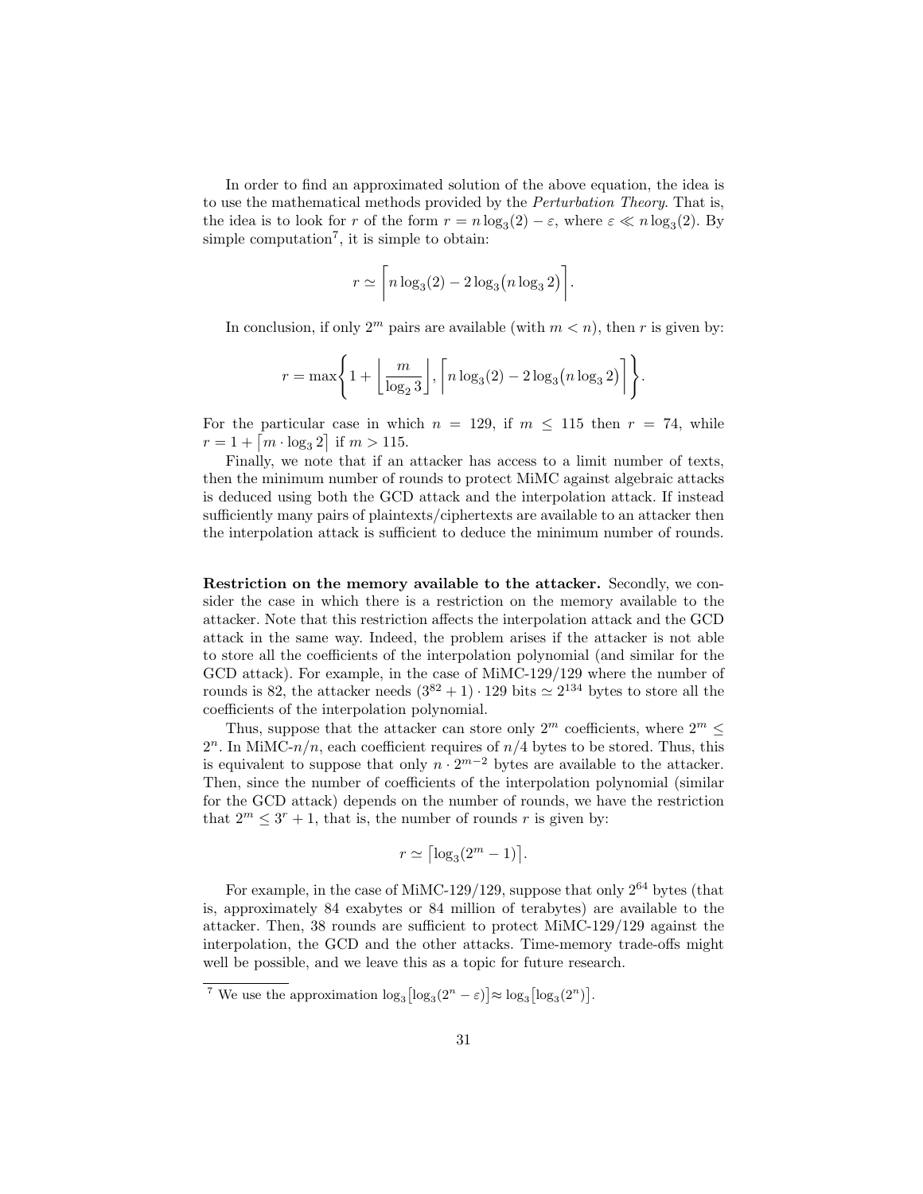In order to find an approximated solution of the above equation, the idea is to use the mathematical methods provided by the *Perturbation Theory*. That is, the idea is to look for $r$ of the form $r = n \log_3(2) - \varepsilon$, where $\varepsilon \ll n \log_3(2)$. By simple computation[7], it is simple to obtain:

$$r \simeq \left\lceil n \log_3(2) - 2 \log_3\big(n \log_3 2\big) \right\rceil .$$

In conclusion, if only $2^m$ pairs are available (with $m < n$), then $r$ is given by:

$$r = \max\left\{ 1 + \left\lfloor \frac{m}{\log_2 3} \right\rfloor , \left\lceil n \log_3(2) - 2 \log_3\big(n \log_3 2\big) \right\rceil \right\}.$$

For the particular case in which $n = 129$, if $m \leq 115$ then $r = 74$, while $r = 1 + \lceil m \cdot \log_3 2 \rceil$ if $m > 115$.

Finally, we note that if an attacker has access to a limit number of texts, then the minimum number of rounds to protect MiMC against algebraic attacks is deduced using both the GCD attack and the interpolation attack. If instead sufficiently many pairs of plaintexts/ciphertexts are available to an attacker then the interpolation attack is sufficient to deduce the minimum number of rounds.

**Restriction on the memory available to the attacker.** Secondly, we consider the case in which there is a restriction on the memory available to the attacker. Note that this restriction affects the interpolation attack and the GCD attack in the same way. Indeed, the problem arises if the attacker is not able to store all the coefficients of the interpolation polynomial (and similar for the GCD attack). For example, in the case of MiMC-129/129 where the number of rounds is 82, the attacker needs $(3^{82} + 1) \cdot 129$ bits $\simeq 2^{134}$ bytes to store all the coefficients of the interpolation polynomial.

Thus, suppose that the attacker can store only $2^m$ coefficients, where $2^m \leq 2^n$. In MiMC-$n/n$, each coefficient requires of $n/4$ bytes to be stored. Thus, this is equivalent to suppose that only $n \cdot 2^{m-2}$ bytes are available to the attacker. Then, since the number of coefficients of the interpolation polynomial (similar for the GCD attack) depends on the number of rounds, we have the restriction that $2^m \leq 3^r + 1$, that is, the number of rounds $r$ is given by:

$$r \simeq \left\lceil \log_3(2^m - 1) \right\rceil .$$

For example, in the case of MiMC-129/129, suppose that only $2^{64}$ bytes (that is, approximately 84 exabytes or 84 million of terabytes) are available to the attacker. Then, 38 rounds are sufficient to protect MiMC-129/129 against the interpolation, the GCD and the other attacks. Time-memory trade-offs might well be possible, and we leave this as a topic for future research.

---

[7] We use the approximation $\log_3\big[\log_3(2^n - \varepsilon)\big] \approx \log_3\big[\log_3(2^n)\big]$.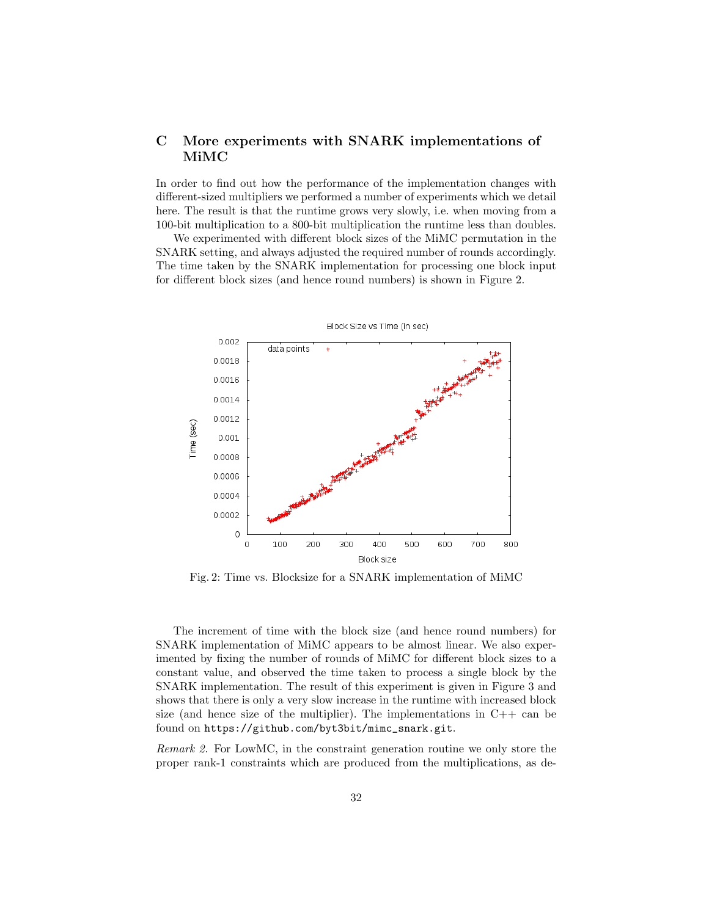## C More experiments with SNARK implementations of MiMC

In order to find out how the performance of the implementation changes with different-sized multipliers we performed a number of experiments which we detail here. The result is that the runtime grows very slowly, i.e. when moving from a 100-bit multiplication to a 800-bit multiplication the runtime less than doubles.

We experimented with different block sizes of the MiMC permutation in the SNARK setting, and always adjusted the required number of rounds accordingly. The time taken by the SNARK implementation for processing one block input for different block sizes (and hence round numbers) is shown in Figure 2.

Fig. 2: Time vs. Blocksize for a SNARK implementation of MiMC

The increment of time with the block size (and hence round numbers) for SNARK implementation of MiMC appears to be almost linear. We also experimented by fixing the number of rounds of MiMC for different block sizes to a constant value, and observed the time taken to process a single block by the SNARK implementation. The result of this experiment is given in Figure 3 and shows that there is only a very slow increase in the runtime with increased block size (and hence size of the multiplier). The implementations in C++ can be found on `https://github.com/byt3bit/mimc_snark.git`.

*Remark 2.* For LowMC, in the constraint generation routine we only store the proper rank-1 constraints which are produced from the multiplications, as de-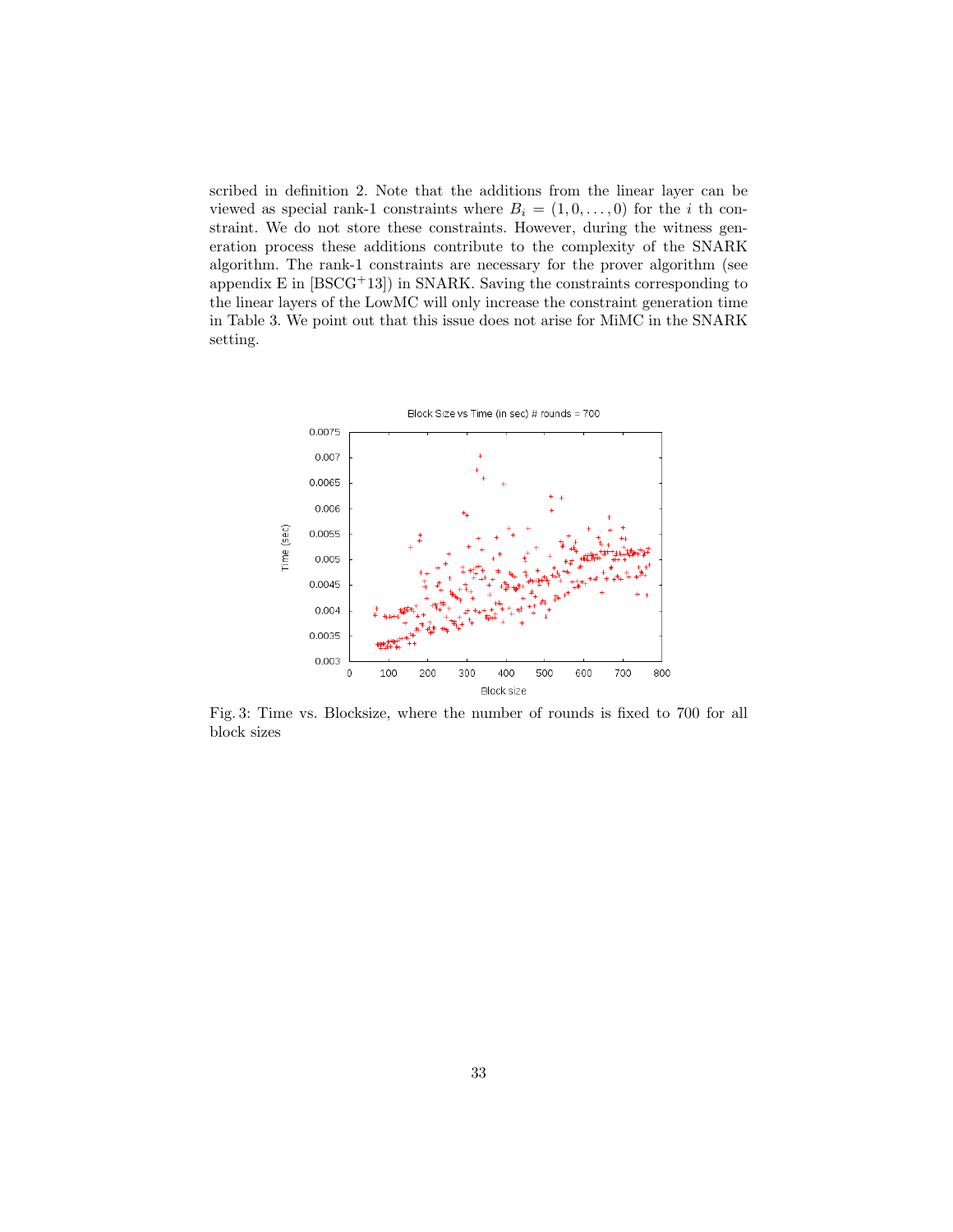scribed in definition 2. Note that the additions from the linear layer can be viewed as special rank-1 constraints where $B_i = (1, 0, \ldots, 0)$ for the $i$ th constraint. We do not store these constraints. However, during the witness generation process these additions contribute to the complexity of the SNARK algorithm. The rank-1 constraints are necessary for the prover algorithm (see appendix E in [BSCG+13]) in SNARK. Saving the constraints corresponding to the linear layers of the LowMC will only increase the constraint generation time in Table 3. We point out that this issue does not arise for MiMC in the SNARK setting.

Block Size vs Time (in sec) # rounds = 700

Time (sec)

0.0075
0.007
0.0065
0.006
0.0055
0.005
0.0045
0.004
0.0035
0.003

Block size

0
100
200
300
400
500
600
700
800

Fig. 3: Time vs. Blocksize, where the number of rounds is fixed to 700 for all block sizes